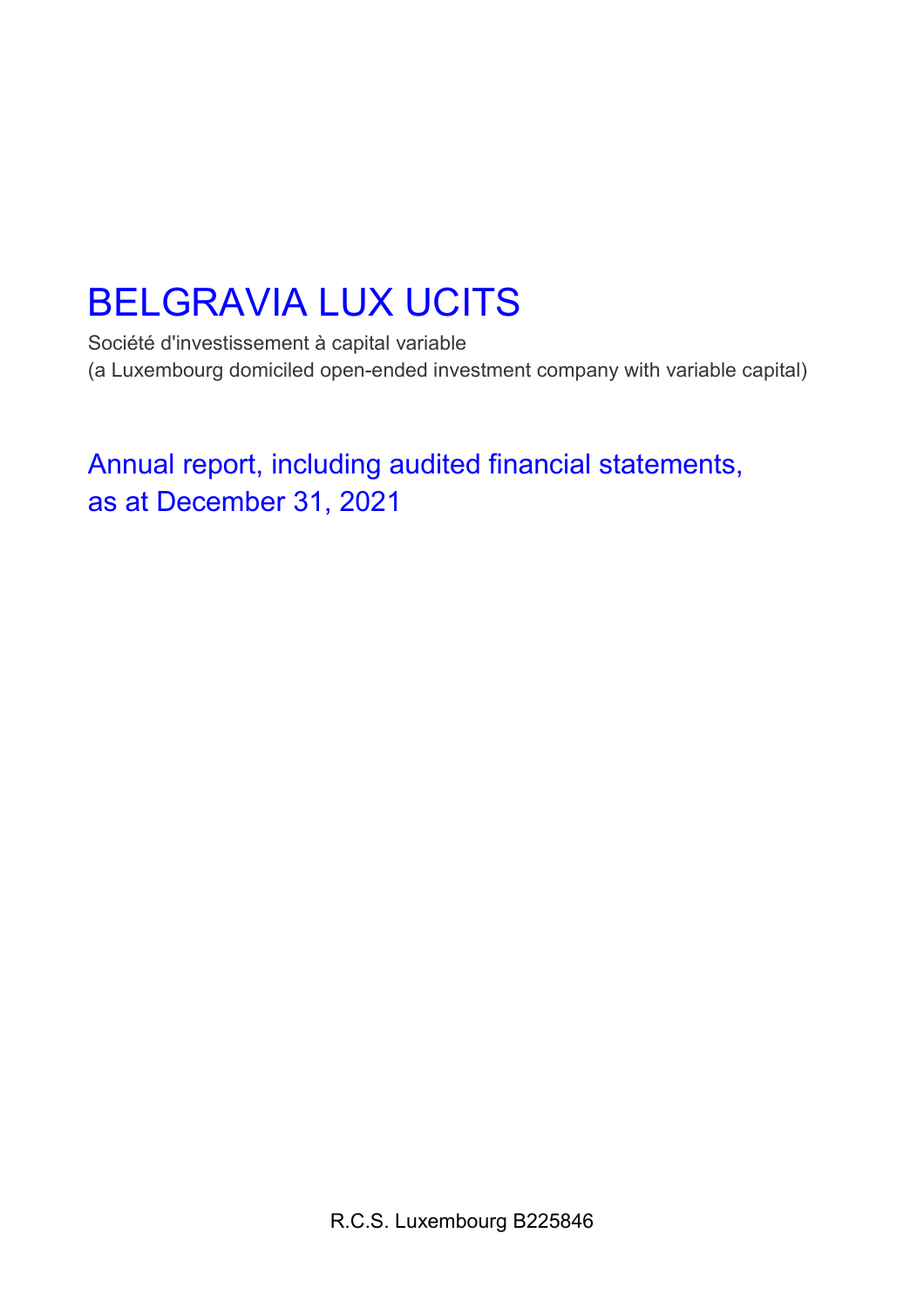# BELGRAVIA LUX UCITS

Société d'investissement à capital variable
(a Luxembourg domiciled open-ended investment company with variable capital)

## Annual report, including audited financial statements, as at December 31, 2021

R.C.S. Luxembourg B225846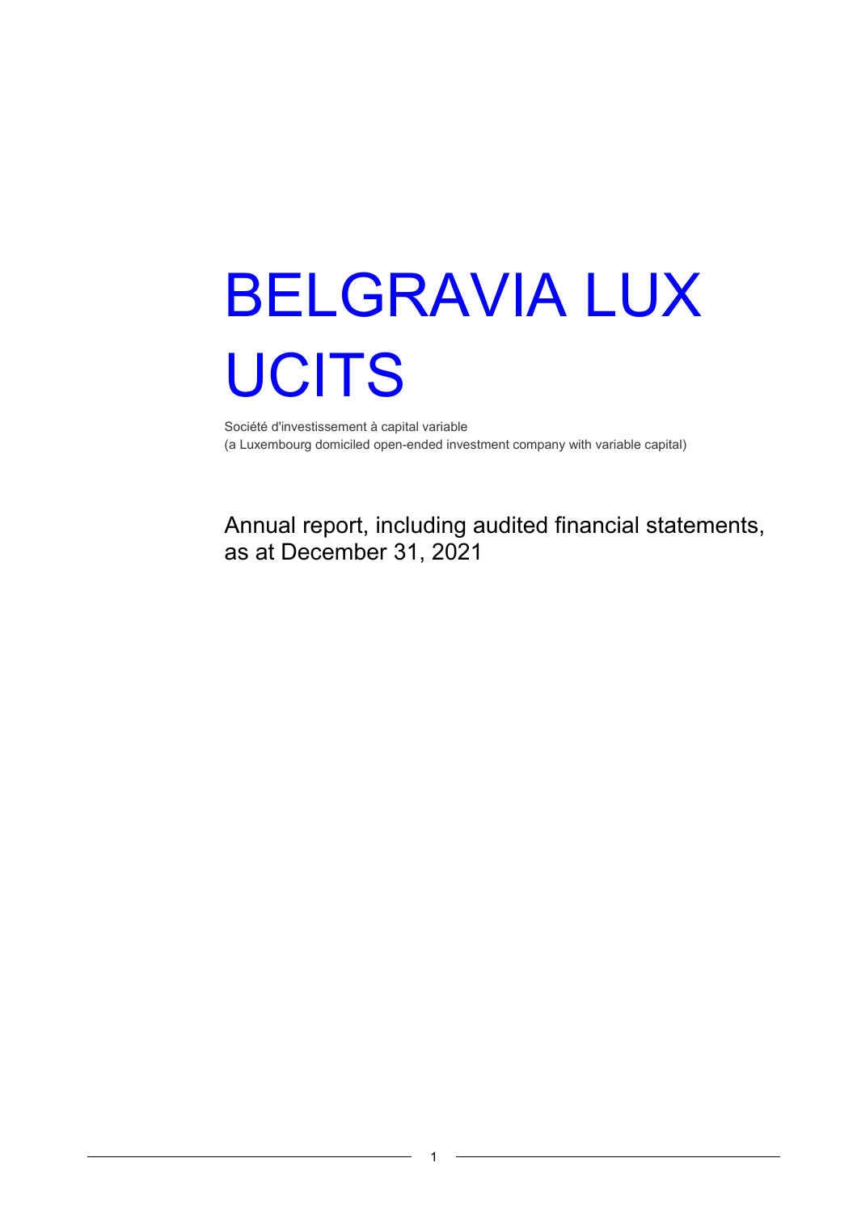# BELGRAVIA LUX UCITS

Société d'investissement à capital variable
(a Luxembourg domiciled open-ended investment company with variable capital)

## Annual report, including audited financial statements, as at December 31, 2021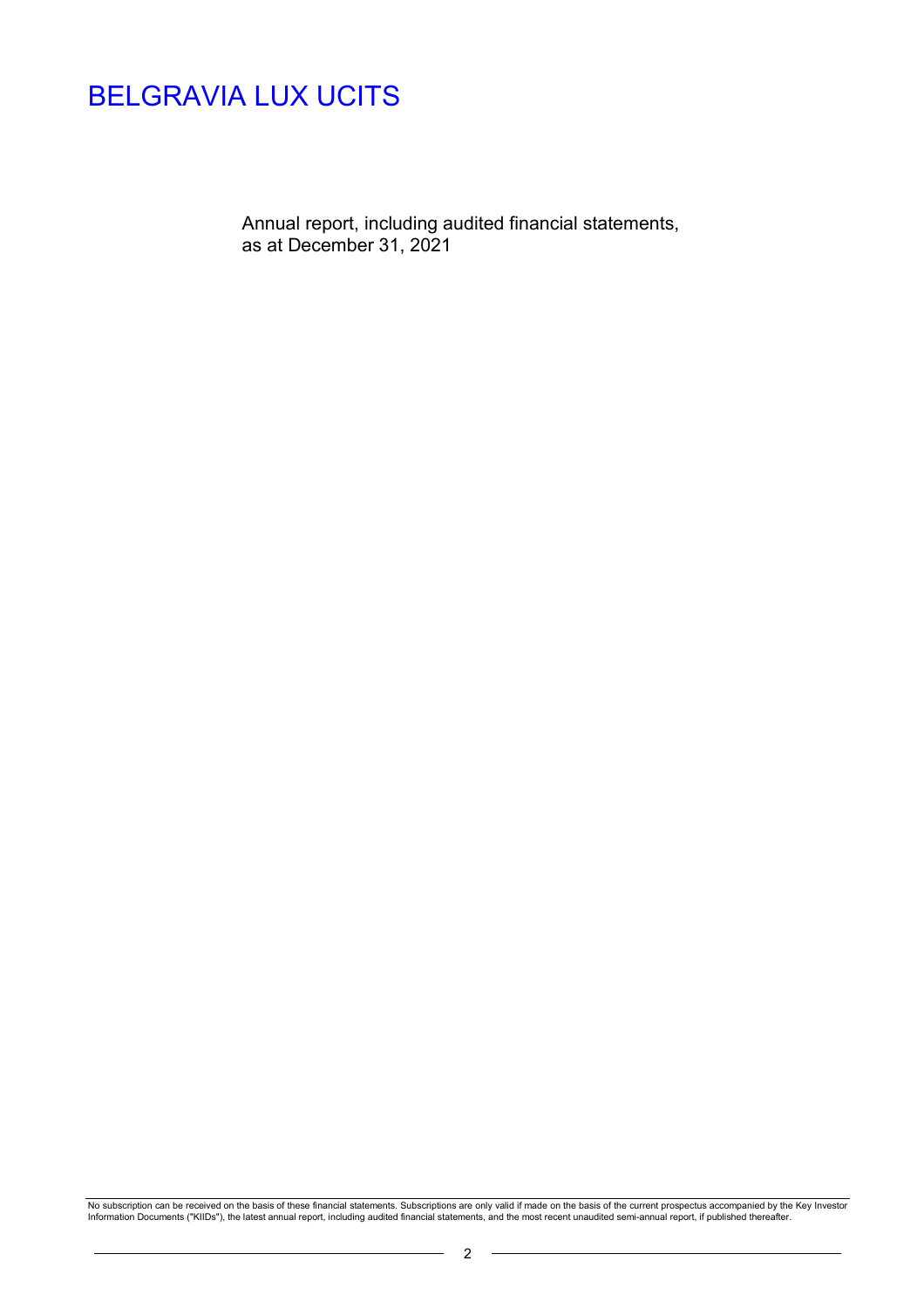# BELGRAVIA LUX UCITS

Annual report, including audited financial statements, as at December 31, 2021

No subscription can be received on the basis of these financial statements. Subscriptions are only valid if made on the basis of the current prospectus accompanied by the Key Investor Information Documents ("KIIDs"), the latest annual report, including audited financial statements, and the most recent unaudited semi-annual report, if published thereafter.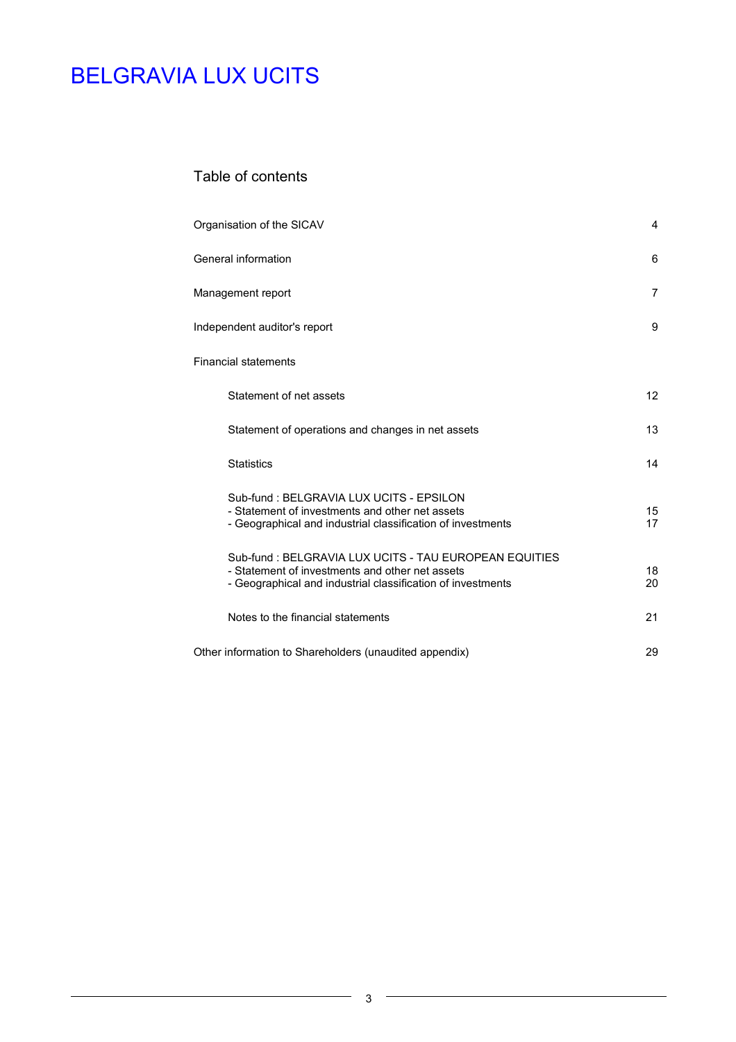# BELGRAVIA LUX UCITS

## Table of contents

| | |
|---|---|
| Organisation of the SICAV | 4 |
| General information | 6 |
| Management report | 7 |
| Independent auditor's report | 9 |
| Financial statements | |
| Statement of net assets | 12 |
| Statement of operations and changes in net assets | 13 |
| Statistics | 14 |
| Sub-fund : BELGRAVIA LUX UCITS - EPSILON | |
| - Statement of investments and other net assets | 15 |
| - Geographical and industrial classification of investments | 17 |
| Sub-fund : BELGRAVIA LUX UCITS - TAU EUROPEAN EQUITIES | |
| - Statement of investments and other net assets | 18 |
| - Geographical and industrial classification of investments | 20 |
| Notes to the financial statements | 21 |
| Other information to Shareholders (unaudited appendix) | 29 |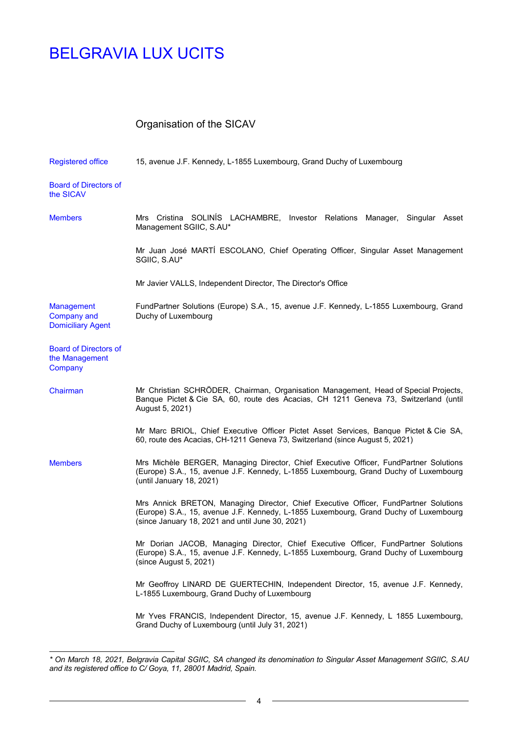# BELGRAVIA LUX UCITS

## Organisation of the SICAV

**Registered office**

15, avenue J.F. Kennedy, L-1855 Luxembourg, Grand Duchy of Luxembourg

**Board of Directors of the SICAV**

**Members**

Mrs Cristina SOLINÍS LACHAMBRE, Investor Relations Manager, Singular Asset Management SGIIC, S.AU*

Mr Juan José MARTÍ ESCOLANO, Chief Operating Officer, Singular Asset Management SGIIC, S.AU*

Mr Javier VALLS, Independent Director, The Director's Office

**Management Company and Domiciliary Agent**

FundPartner Solutions (Europe) S.A., 15, avenue J.F. Kennedy, L-1855 Luxembourg, Grand Duchy of Luxembourg

**Board of Directors of the Management Company**

**Chairman**

Mr Christian SCHRÖDER, Chairman, Organisation Management, Head of Special Projects, Banque Pictet & Cie SA, 60, route des Acacias, CH 1211 Geneva 73, Switzerland (until August 5, 2021)

Mr Marc BRIOL, Chief Executive Officer Pictet Asset Services, Banque Pictet & Cie SA, 60, route des Acacias, CH-1211 Geneva 73, Switzerland (since August 5, 2021)

**Members**

Mrs Michèle BERGER, Managing Director, Chief Executive Officer, FundPartner Solutions (Europe) S.A., 15, avenue J.F. Kennedy, L-1855 Luxembourg, Grand Duchy of Luxembourg (until January 18, 2021)

Mrs Annick BRETON, Managing Director, Chief Executive Officer, FundPartner Solutions (Europe) S.A., 15, avenue J.F. Kennedy, L-1855 Luxembourg, Grand Duchy of Luxembourg (since January 18, 2021 and until June 30, 2021)

Mr Dorian JACOB, Managing Director, Chief Executive Officer, FundPartner Solutions (Europe) S.A., 15, avenue J.F. Kennedy, L-1855 Luxembourg, Grand Duchy of Luxembourg (since August 5, 2021)

Mr Geoffroy LINARD DE GUERTECHIN, Independent Director, 15, avenue J.F. Kennedy, L-1855 Luxembourg, Grand Duchy of Luxembourg

Mr Yves FRANCIS, Independent Director, 15, avenue J.F. Kennedy, L 1855 Luxembourg, Grand Duchy of Luxembourg (until July 31, 2021)

---

*\* On March 18, 2021, Belgravia Capital SGIIC, SA changed its denomination to Singular Asset Management SGIIC, S.AU and its registered office to C/ Goya, 11, 28001 Madrid, Spain.*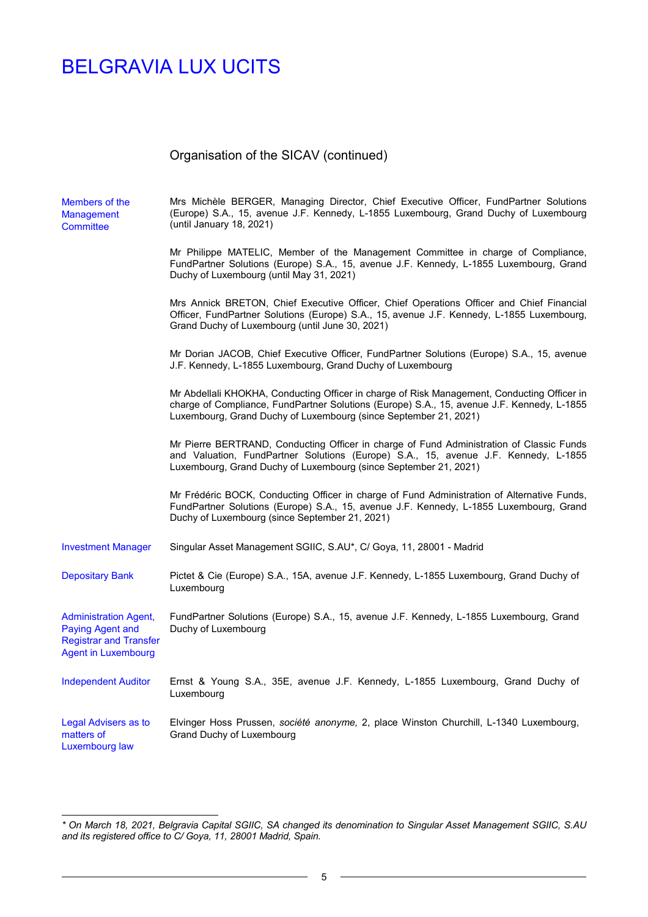# BELGRAVIA LUX UCITS

## Organisation of the SICAV (continued)

| | |
|---|---|
| Members of the Management Committee | Mrs Michèle BERGER, Managing Director, Chief Executive Officer, FundPartner Solutions (Europe) S.A., 15, avenue J.F. Kennedy, L-1855 Luxembourg, Grand Duchy of Luxembourg (until January 18, 2021) |
| | Mr Philippe MATELIC, Member of the Management Committee in charge of Compliance, FundPartner Solutions (Europe) S.A., 15, avenue J.F. Kennedy, L-1855 Luxembourg, Grand Duchy of Luxembourg (until May 31, 2021) |
| | Mrs Annick BRETON, Chief Executive Officer, Chief Operations Officer and Chief Financial Officer, FundPartner Solutions (Europe) S.A., 15, avenue J.F. Kennedy, L-1855 Luxembourg, Grand Duchy of Luxembourg (until June 30, 2021) |
| | Mr Dorian JACOB, Chief Executive Officer, FundPartner Solutions (Europe) S.A., 15, avenue J.F. Kennedy, L-1855 Luxembourg, Grand Duchy of Luxembourg |
| | Mr Abdellali KHOKHA, Conducting Officer in charge of Risk Management, Conducting Officer in charge of Compliance, FundPartner Solutions (Europe) S.A., 15, avenue J.F. Kennedy, L-1855 Luxembourg, Grand Duchy of Luxembourg (since September 21, 2021) |
| | Mr Pierre BERTRAND, Conducting Officer in charge of Fund Administration of Classic Funds and Valuation, FundPartner Solutions (Europe) S.A., 15, avenue J.F. Kennedy, L-1855 Luxembourg, Grand Duchy of Luxembourg (since September 21, 2021) |
| | Mr Frédéric BOCK, Conducting Officer in charge of Fund Administration of Alternative Funds, FundPartner Solutions (Europe) S.A., 15, avenue J.F. Kennedy, L-1855 Luxembourg, Grand Duchy of Luxembourg (since September 21, 2021) |
| Investment Manager | Singular Asset Management SGIIC, S.AU*, C/ Goya, 11, 28001 - Madrid |
| Depositary Bank | Pictet & Cie (Europe) S.A., 15A, avenue J.F. Kennedy, L-1855 Luxembourg, Grand Duchy of Luxembourg |
| Administration Agent, Paying Agent and Registrar and Transfer Agent in Luxembourg | FundPartner Solutions (Europe) S.A., 15, avenue J.F. Kennedy, L-1855 Luxembourg, Grand Duchy of Luxembourg |
| Independent Auditor | Ernst & Young S.A., 35E, avenue J.F. Kennedy, L-1855 Luxembourg, Grand Duchy of Luxembourg |
| Legal Advisers as to matters of Luxembourg law | Elvinger Hoss Prussen, *société anonyme,* 2, place Winston Churchill, L-1340 Luxembourg, Grand Duchy of Luxembourg |

*\* On March 18, 2021, Belgravia Capital SGIIC, SA changed its denomination to Singular Asset Management SGIIC, S.AU and its registered office to C/ Goya, 11, 28001 Madrid, Spain.*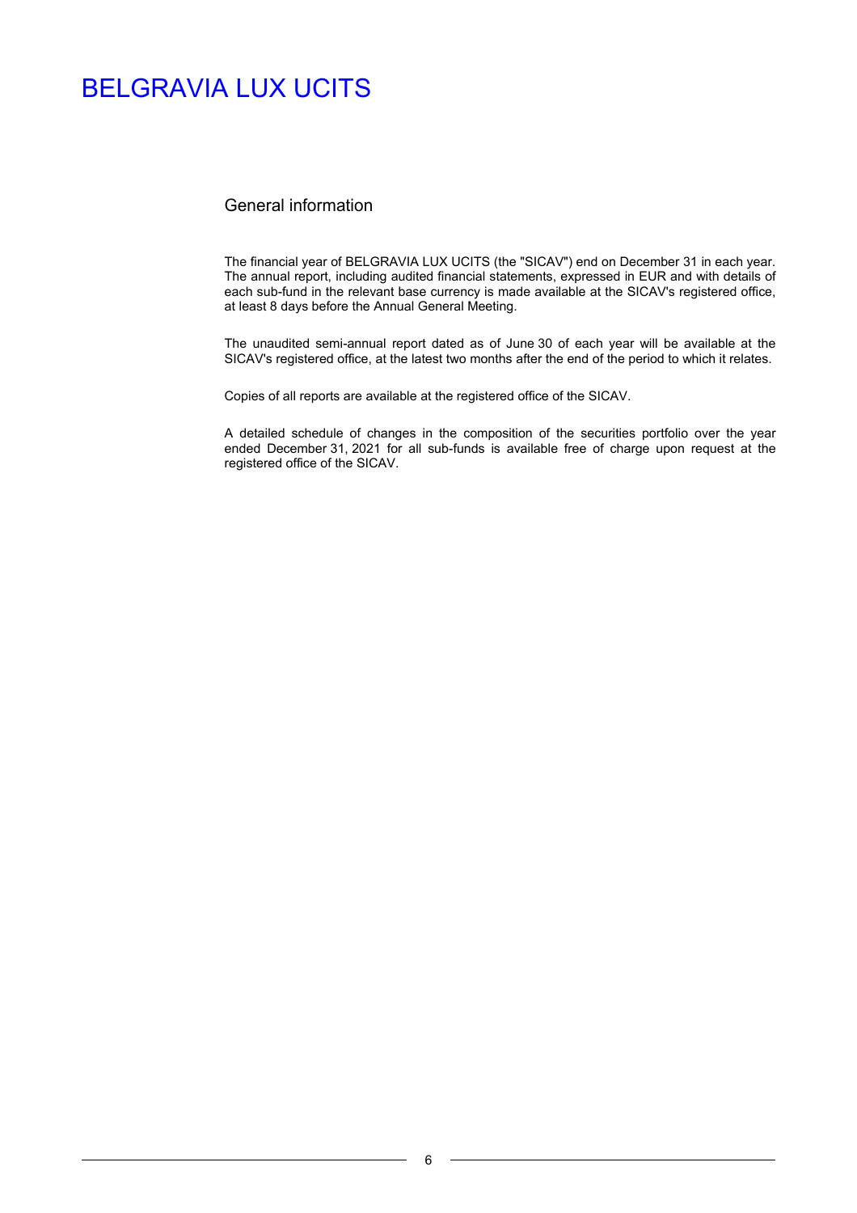# BELGRAVIA LUX UCITS

## General information

The financial year of BELGRAVIA LUX UCITS (the "SICAV") end on December 31 in each year. The annual report, including audited financial statements, expressed in EUR and with details of each sub-fund in the relevant base currency is made available at the SICAV's registered office, at least 8 days before the Annual General Meeting.

The unaudited semi-annual report dated as of June 30 of each year will be available at the SICAV's registered office, at the latest two months after the end of the period to which it relates.

Copies of all reports are available at the registered office of the SICAV.

A detailed schedule of changes in the composition of the securities portfolio over the year ended December 31, 2021 for all sub-funds is available free of charge upon request at the registered office of the SICAV.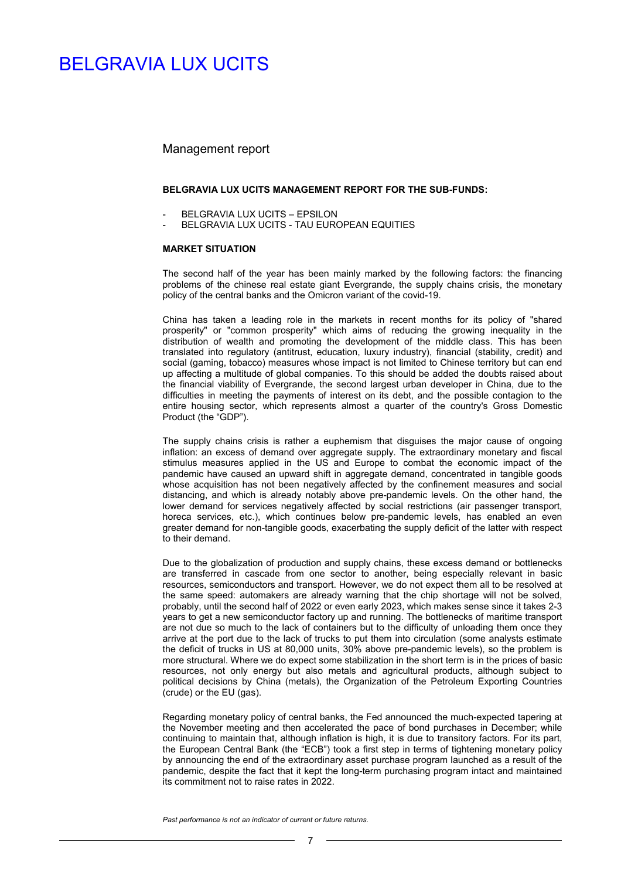# BELGRAVIA LUX UCITS

## Management report

**BELGRAVIA LUX UCITS MANAGEMENT REPORT FOR THE SUB-FUNDS:**

- BELGRAVIA LUX UCITS – EPSILON
- BELGRAVIA LUX UCITS - TAU EUROPEAN EQUITIES

**MARKET SITUATION**

The second half of the year has been mainly marked by the following factors: the financing problems of the chinese real estate giant Evergrande, the supply chains crisis, the monetary policy of the central banks and the Omicron variant of the covid-19.

China has taken a leading role in the markets in recent months for its policy of "shared prosperity" or "common prosperity" which aims of reducing the growing inequality in the distribution of wealth and promoting the development of the middle class. This has been translated into regulatory (antitrust, education, luxury industry), financial (stability, credit) and social (gaming, tobacco) measures whose impact is not limited to Chinese territory but can end up affecting a multitude of global companies. To this should be added the doubts raised about the financial viability of Evergrande, the second largest urban developer in China, due to the difficulties in meeting the payments of interest on its debt, and the possible contagion to the entire housing sector, which represents almost a quarter of the country's Gross Domestic Product (the "GDP").

The supply chains crisis is rather a euphemism that disguises the major cause of ongoing inflation: an excess of demand over aggregate supply. The extraordinary monetary and fiscal stimulus measures applied in the US and Europe to combat the economic impact of the pandemic have caused an upward shift in aggregate demand, concentrated in tangible goods whose acquisition has not been negatively affected by the confinement measures and social distancing, and which is already notably above pre-pandemic levels. On the other hand, the lower demand for services negatively affected by social restrictions (air passenger transport, horeca services, etc.), which continues below pre-pandemic levels, has enabled an even greater demand for non-tangible goods, exacerbating the supply deficit of the latter with respect to their demand.

Due to the globalization of production and supply chains, these excess demand or bottlenecks are transferred in cascade from one sector to another, being especially relevant in basic resources, semiconductors and transport. However, we do not expect them all to be resolved at the same speed: automakers are already warning that the chip shortage will not be solved, probably, until the second half of 2022 or even early 2023, which makes sense since it takes 2-3 years to get a new semiconductor factory up and running. The bottlenecks of maritime transport are not due so much to the lack of containers but to the difficulty of unloading them once they arrive at the port due to the lack of trucks to put them into circulation (some analysts estimate the deficit of trucks in US at 80,000 units, 30% above pre-pandemic levels), so the problem is more structural. Where we do expect some stabilization in the short term is in the prices of basic resources, not only energy but also metals and agricultural products, although subject to political decisions by China (metals), the Organization of the Petroleum Exporting Countries (crude) or the EU (gas).

Regarding monetary policy of central banks, the Fed announced the much-expected tapering at the November meeting and then accelerated the pace of bond purchases in December; while continuing to maintain that, although inflation is high, it is due to transitory factors. For its part, the European Central Bank (the "ECB") took a first step in terms of tightening monetary policy by announcing the end of the extraordinary asset purchase program launched as a result of the pandemic, despite the fact that it kept the long-term purchasing program intact and maintained its commitment not to raise rates in 2022.

*Past performance is not an indicator of current or future returns.*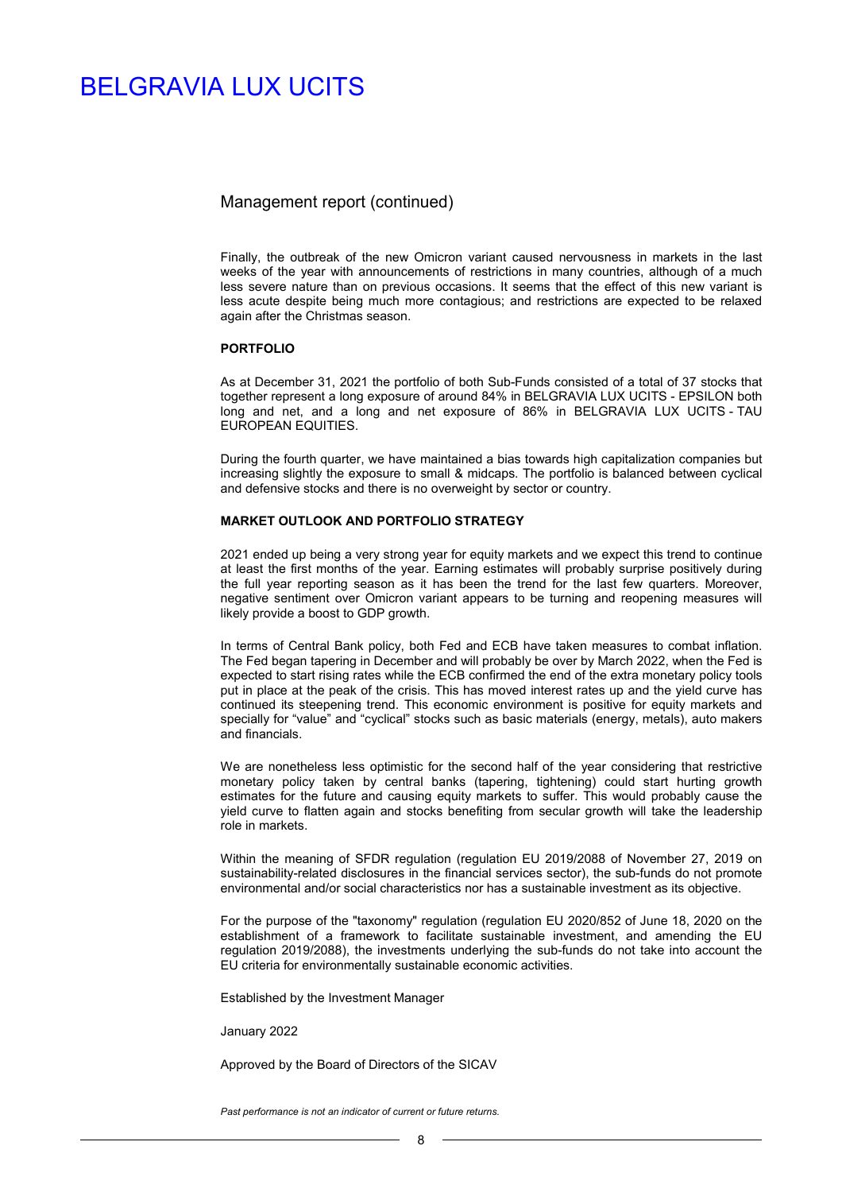## Management report (continued)

Finally, the outbreak of the new Omicron variant caused nervousness in markets in the last weeks of the year with announcements of restrictions in many countries, although of a much less severe nature than on previous occasions. It seems that the effect of this new variant is less acute despite being much more contagious; and restrictions are expected to be relaxed again after the Christmas season.

**PORTFOLIO**

As at December 31, 2021 the portfolio of both Sub-Funds consisted of a total of 37 stocks that together represent a long exposure of around 84% in BELGRAVIA LUX UCITS - EPSILON both long and net, and a long and net exposure of 86% in BELGRAVIA LUX UCITS - TAU EUROPEAN EQUITIES.

During the fourth quarter, we have maintained a bias towards high capitalization companies but increasing slightly the exposure to small & midcaps. The portfolio is balanced between cyclical and defensive stocks and there is no overweight by sector or country.

**MARKET OUTLOOK AND PORTFOLIO STRATEGY**

2021 ended up being a very strong year for equity markets and we expect this trend to continue at least the first months of the year. Earning estimates will probably surprise positively during the full year reporting season as it has been the trend for the last few quarters. Moreover, negative sentiment over Omicron variant appears to be turning and reopening measures will likely provide a boost to GDP growth.

In terms of Central Bank policy, both Fed and ECB have taken measures to combat inflation. The Fed began tapering in December and will probably be over by March 2022, when the Fed is expected to start rising rates while the ECB confirmed the end of the extra monetary policy tools put in place at the peak of the crisis. This has moved interest rates up and the yield curve has continued its steepening trend. This economic environment is positive for equity markets and specially for "value" and "cyclical" stocks such as basic materials (energy, metals), auto makers and financials.

We are nonetheless less optimistic for the second half of the year considering that restrictive monetary policy taken by central banks (tapering, tightening) could start hurting growth estimates for the future and causing equity markets to suffer. This would probably cause the yield curve to flatten again and stocks benefiting from secular growth will take the leadership role in markets.

Within the meaning of SFDR regulation (regulation EU 2019/2088 of November 27, 2019 on sustainability-related disclosures in the financial services sector), the sub-funds do not promote environmental and/or social characteristics nor has a sustainable investment as its objective.

For the purpose of the "taxonomy" regulation (regulation EU 2020/852 of June 18, 2020 on the establishment of a framework to facilitate sustainable investment, and amending the EU regulation 2019/2088), the investments underlying the sub-funds do not take into account the EU criteria for environmentally sustainable economic activities.

Established by the Investment Manager

January 2022

Approved by the Board of Directors of the SICAV

*Past performance is not an indicator of current or future returns.*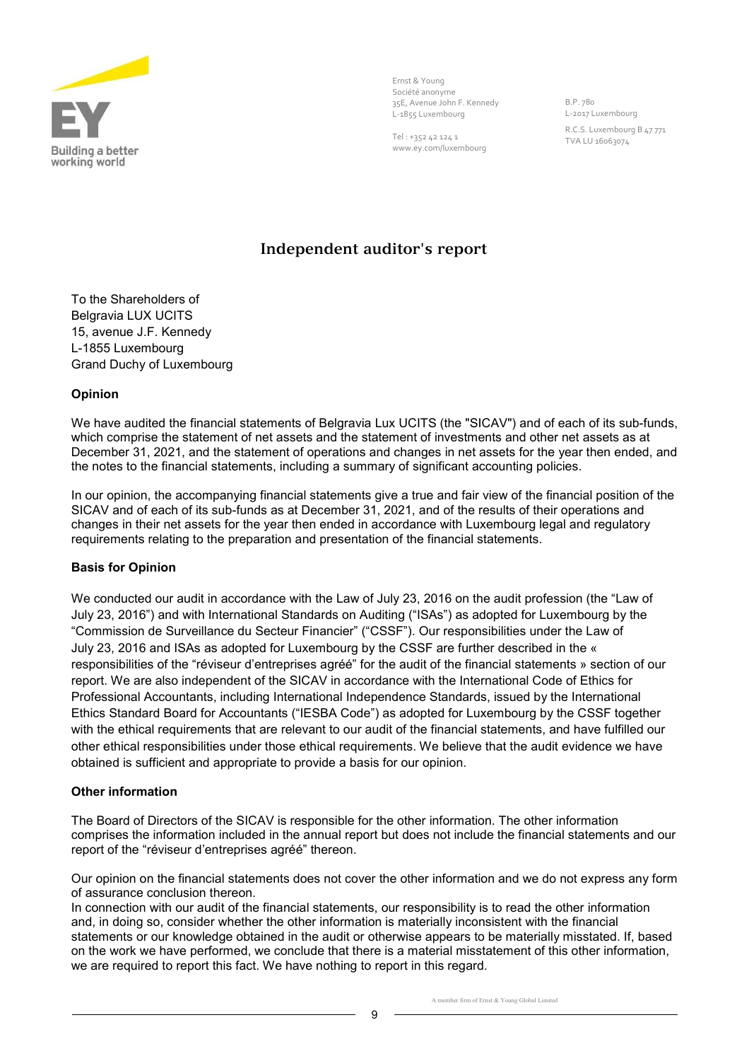Ernst & Young
Société anonyme
35E, Avenue John F. Kennedy
L-1855 Luxembourg

Tel : +352 42 124 1
www.ey.com/luxembourg

B.P. 780
L-2017 Luxembourg

R.C.S. Luxembourg B 47 771
TVA LU 16063074

# Independent auditor's report

To the Shareholders of
Belgravia LUX UCITS
15, avenue J.F. Kennedy
L-1855 Luxembourg
Grand Duchy of Luxembourg

**Opinion**

We have audited the financial statements of Belgravia Lux UCITS (the "SICAV") and of each of its sub-funds, which comprise the statement of net assets and the statement of investments and other net assets as at December 31, 2021, and the statement of operations and changes in net assets for the year then ended, and the notes to the financial statements, including a summary of significant accounting policies.

In our opinion, the accompanying financial statements give a true and fair view of the financial position of the SICAV and of each of its sub-funds as at December 31, 2021, and of the results of their operations and changes in their net assets for the year then ended in accordance with Luxembourg legal and regulatory requirements relating to the preparation and presentation of the financial statements.

**Basis for Opinion**

We conducted our audit in accordance with the Law of July 23, 2016 on the audit profession (the "Law of July 23, 2016") and with International Standards on Auditing ("ISAs") as adopted for Luxembourg by the "Commission de Surveillance du Secteur Financier" ("CSSF"). Our responsibilities under the Law of July 23, 2016 and ISAs as adopted for Luxembourg by the CSSF are further described in the « responsibilities of the "réviseur d'entreprises agréé" for the audit of the financial statements » section of our report. We are also independent of the SICAV in accordance with the International Code of Ethics for Professional Accountants, including International Independence Standards, issued by the International Ethics Standard Board for Accountants ("IESBA Code") as adopted for Luxembourg by the CSSF together with the ethical requirements that are relevant to our audit of the financial statements, and have fulfilled our other ethical responsibilities under those ethical requirements. We believe that the audit evidence we have obtained is sufficient and appropriate to provide a basis for our opinion.

**Other information**

The Board of Directors of the SICAV is responsible for the other information. The other information comprises the information included in the annual report but does not include the financial statements and our report of the "réviseur d'entreprises agréé" thereon.

Our opinion on the financial statements does not cover the other information and we do not express any form of assurance conclusion thereon.
In connection with our audit of the financial statements, our responsibility is to read the other information and, in doing so, consider whether the other information is materially inconsistent with the financial statements or our knowledge obtained in the audit or otherwise appears to be materially misstated. If, based on the work we have performed, we conclude that there is a material misstatement of this other information, we are required to report this fact. We have nothing to report in this regard.

A member firm of Ernst & Young Global Limited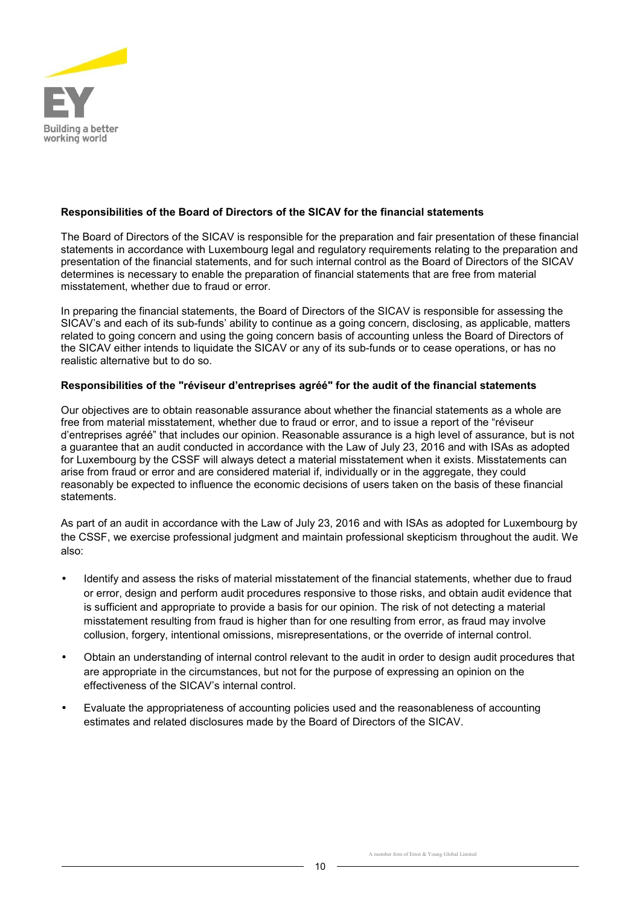**Responsibilities of the Board of Directors of the SICAV for the financial statements**

The Board of Directors of the SICAV is responsible for the preparation and fair presentation of these financial statements in accordance with Luxembourg legal and regulatory requirements relating to the preparation and presentation of the financial statements, and for such internal control as the Board of Directors of the SICAV determines is necessary to enable the preparation of financial statements that are free from material misstatement, whether due to fraud or error.

In preparing the financial statements, the Board of Directors of the SICAV is responsible for assessing the SICAV's and each of its sub-funds' ability to continue as a going concern, disclosing, as applicable, matters related to going concern and using the going concern basis of accounting unless the Board of Directors of the SICAV either intends to liquidate the SICAV or any of its sub-funds or to cease operations, or has no realistic alternative but to do so.

**Responsibilities of the "réviseur d'entreprises agréé" for the audit of the financial statements**

Our objectives are to obtain reasonable assurance about whether the financial statements as a whole are free from material misstatement, whether due to fraud or error, and to issue a report of the "réviseur d'entreprises agréé" that includes our opinion. Reasonable assurance is a high level of assurance, but is not a guarantee that an audit conducted in accordance with the Law of July 23, 2016 and with ISAs as adopted for Luxembourg by the CSSF will always detect a material misstatement when it exists. Misstatements can arise from fraud or error and are considered material if, individually or in the aggregate, they could reasonably be expected to influence the economic decisions of users taken on the basis of these financial statements.

As part of an audit in accordance with the Law of July 23, 2016 and with ISAs as adopted for Luxembourg by the CSSF, we exercise professional judgment and maintain professional skepticism throughout the audit. We also:

- Identify and assess the risks of material misstatement of the financial statements, whether due to fraud or error, design and perform audit procedures responsive to those risks, and obtain audit evidence that is sufficient and appropriate to provide a basis for our opinion. The risk of not detecting a material misstatement resulting from fraud is higher than for one resulting from error, as fraud may involve collusion, forgery, intentional omissions, misrepresentations, or the override of internal control.
- Obtain an understanding of internal control relevant to the audit in order to design audit procedures that are appropriate in the circumstances, but not for the purpose of expressing an opinion on the effectiveness of the SICAV's internal control.
- Evaluate the appropriateness of accounting policies used and the reasonableness of accounting estimates and related disclosures made by the Board of Directors of the SICAV.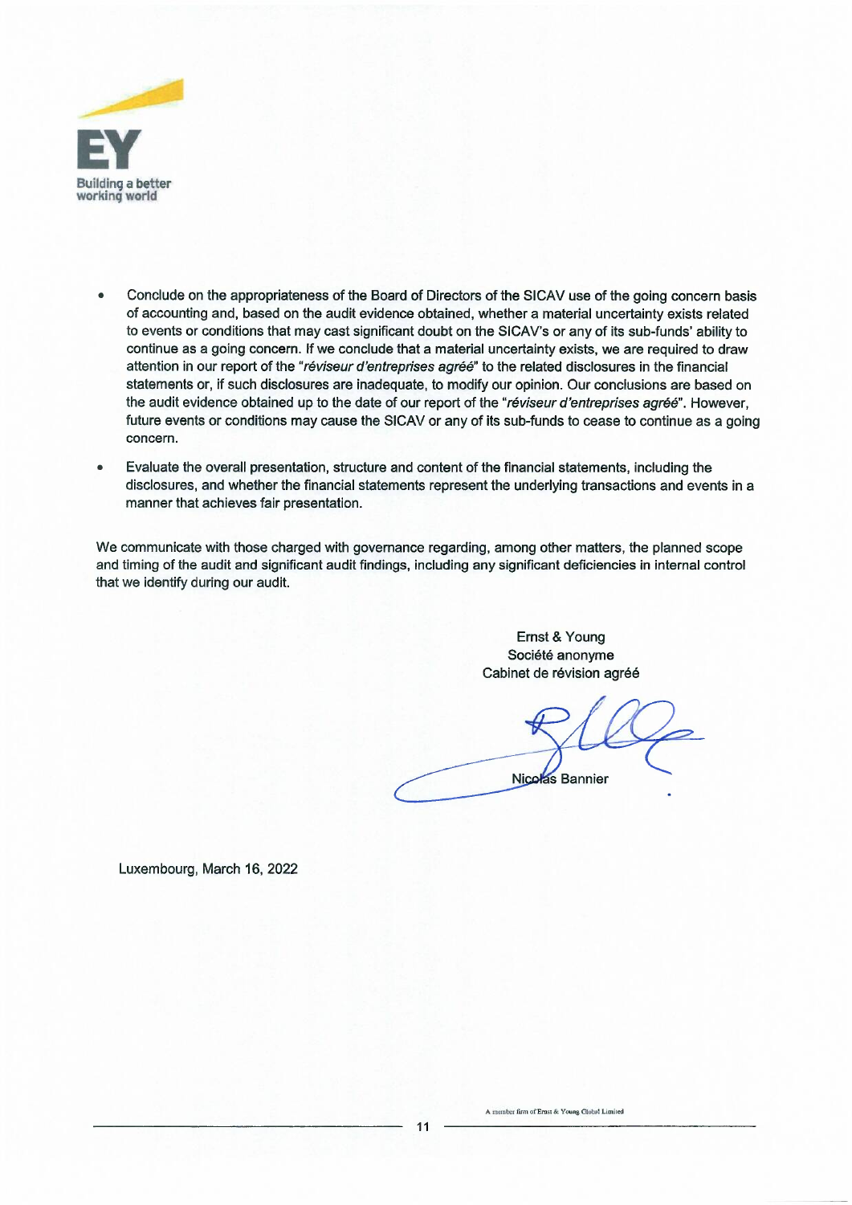- Conclude on the appropriateness of the Board of Directors of the SICAV use of the going concern basis of accounting and, based on the audit evidence obtained, whether a material uncertainty exists related to events or conditions that may cast significant doubt on the SICAV's or any of its sub-funds' ability to continue as a going concern. If we conclude that a material uncertainty exists, we are required to draw attention in our report of the *"réviseur d'entreprises agréé"* to the related disclosures in the financial statements or, if such disclosures are inadequate, to modify our opinion. Our conclusions are based on the audit evidence obtained up to the date of our report of the *"réviseur d'entreprises agréé"*. However, future events or conditions may cause the SICAV or any of its sub-funds to cease to continue as a going concern.

- Evaluate the overall presentation, structure and content of the financial statements, including the disclosures, and whether the financial statements represent the underlying transactions and events in a manner that achieves fair presentation.

We communicate with those charged with governance regarding, among other matters, the planned scope and timing of the audit and significant audit findings, including any significant deficiencies in internal control that we identify during our audit.

Ernst & Young
Société anonyme
Cabinet de révision agréé

Nicolas Bannier

Luxembourg, March 16, 2022

A member firm of Ernst & Young Global Limited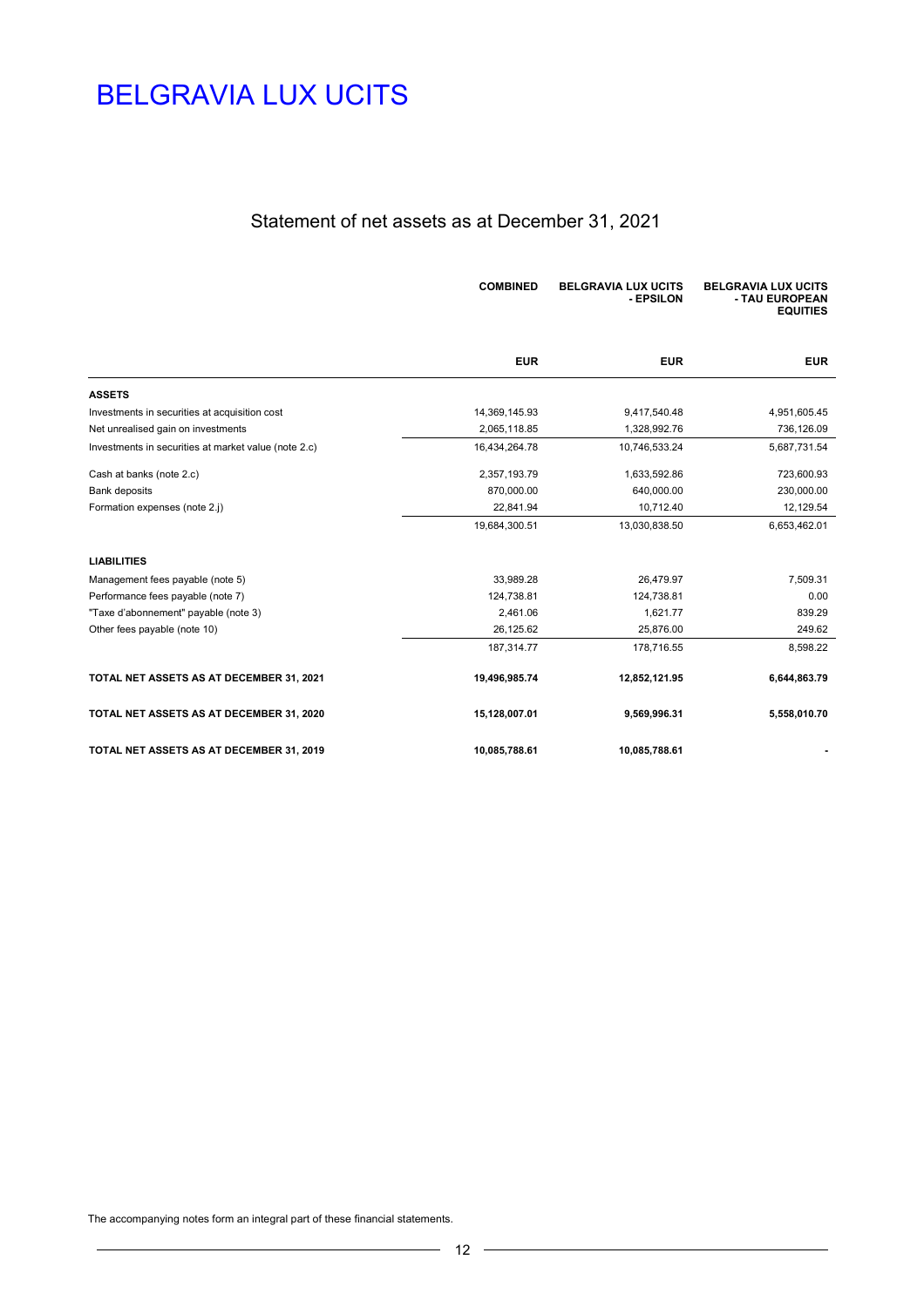# BELGRAVIA LUX UCITS

## Statement of net assets as at December 31, 2021

| | COMBINED | BELGRAVIA LUX UCITS - EPSILON | BELGRAVIA LUX UCITS - TAU EUROPEAN EQUITIES |
|---|---|---|---|
| | EUR | EUR | EUR |
| **ASSETS** | | | |
| Investments in securities at acquisition cost | 14,369,145.93 | 9,417,540.48 | 4,951,605.45 |
| Net unrealised gain on investments | 2,065,118.85 | 1,328,992.76 | 736,126.09 |
| Investments in securities at market value (note 2.c) | 16,434,264.78 | 10,746,533.24 | 5,687,731.54 |
| Cash at banks (note 2.c) | 2,357,193.79 | 1,633,592.86 | 723,600.93 |
| Bank deposits | 870,000.00 | 640,000.00 | 230,000.00 |
| Formation expenses (note 2.j) | 22,841.94 | 10,712.40 | 12,129.54 |
| | 19,684,300.51 | 13,030,838.50 | 6,653,462.01 |
| **LIABILITIES** | | | |
| Management fees payable (note 5) | 33,989.28 | 26,479.97 | 7,509.31 |
| Performance fees payable (note 7) | 124,738.81 | 124,738.81 | 0.00 |
| "Taxe d'abonnement" payable (note 3) | 2,461.06 | 1,621.77 | 839.29 |
| Other fees payable (note 10) | 26,125.62 | 25,876.00 | 249.62 |
| | 187,314.77 | 178,716.55 | 8,598.22 |
| **TOTAL NET ASSETS AS AT DECEMBER 31, 2021** | **19,496,985.74** | **12,852,121.95** | **6,644,863.79** |
| **TOTAL NET ASSETS AS AT DECEMBER 31, 2020** | **15,128,007.01** | **9,569,996.31** | **5,558,010.70** |
| **TOTAL NET ASSETS AS AT DECEMBER 31, 2019** | **10,085,788.61** | **10,085,788.61** | **-** |

The accompanying notes form an integral part of these financial statements.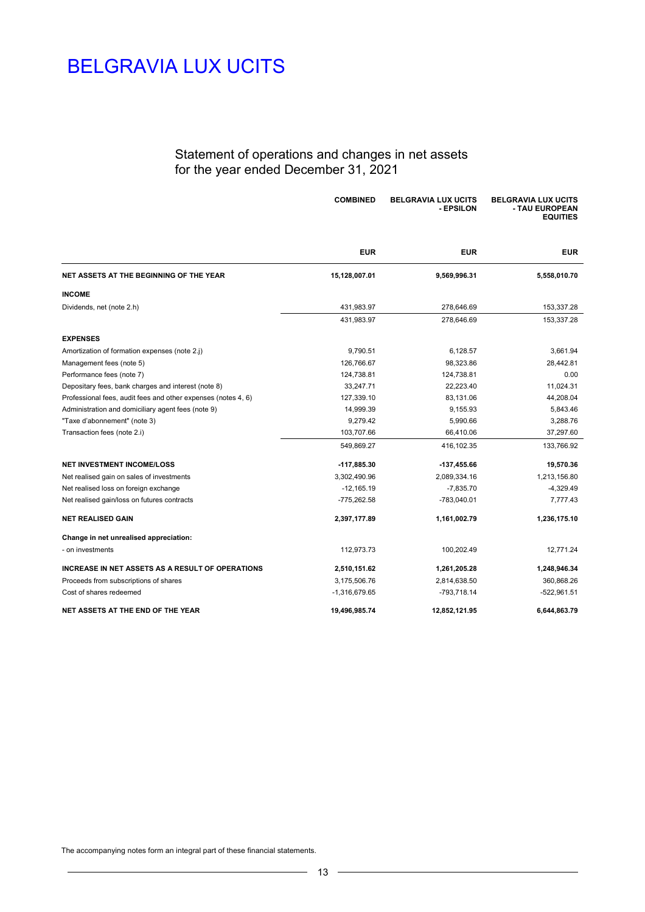# BELGRAVIA LUX UCITS

## Statement of operations and changes in net assets for the year ended December 31, 2021

| | COMBINED | BELGRAVIA LUX UCITS - EPSILON | BELGRAVIA LUX UCITS - TAU EUROPEAN EQUITIES |
|---|---|---|---|
| | EUR | EUR | EUR |
| **NET ASSETS AT THE BEGINNING OF THE YEAR** | **15,128,007.01** | **9,569,996.31** | **5,558,010.70** |
| **INCOME** | | | |
| Dividends, net (note 2.h) | 431,983.97 | 278,646.69 | 153,337.28 |
| | 431,983.97 | 278,646.69 | 153,337.28 |
| **EXPENSES** | | | |
| Amortization of formation expenses (note 2.j) | 9,790.51 | 6,128.57 | 3,661.94 |
| Management fees (note 5) | 126,766.67 | 98,323.86 | 28,442.81 |
| Performance fees (note 7) | 124,738.81 | 124,738.81 | 0.00 |
| Depositary fees, bank charges and interest (note 8) | 33,247.71 | 22,223.40 | 11,024.31 |
| Professional fees, audit fees and other expenses (notes 4, 6) | 127,339.10 | 83,131.06 | 44,208.04 |
| Administration and domiciliary agent fees (note 9) | 14,999.39 | 9,155.93 | 5,843.46 |
| "Taxe d'abonnement" (note 3) | 9,279.42 | 5,990.66 | 3,288.76 |
| Transaction fees (note 2.i) | 103,707.66 | 66,410.06 | 37,297.60 |
| | 549,869.27 | 416,102.35 | 133,766.92 |
| **NET INVESTMENT INCOME/LOSS** | **-117,885.30** | **-137,455.66** | **19,570.36** |
| Net realised gain on sales of investments | 3,302,490.96 | 2,089,334.16 | 1,213,156.80 |
| Net realised loss on foreign exchange | -12,165.19 | -7,835.70 | -4,329.49 |
| Net realised gain/loss on futures contracts | -775,262.58 | -783,040.01 | 7,777.43 |
| **NET REALISED GAIN** | **2,397,177.89** | **1,161,002.79** | **1,236,175.10** |
| **Change in net unrealised appreciation:** | | | |
| - on investments | 112,973.73 | 100,202.49 | 12,771.24 |
| **INCREASE IN NET ASSETS AS A RESULT OF OPERATIONS** | **2,510,151.62** | **1,261,205.28** | **1,248,946.34** |
| Proceeds from subscriptions of shares | 3,175,506.76 | 2,814,638.50 | 360,868.26 |
| Cost of shares redeemed | -1,316,679.65 | -793,718.14 | -522,961.51 |
| **NET ASSETS AT THE END OF THE YEAR** | **19,496,985.74** | **12,852,121.95** | **6,644,863.79** |

The accompanying notes form an integral part of these financial statements.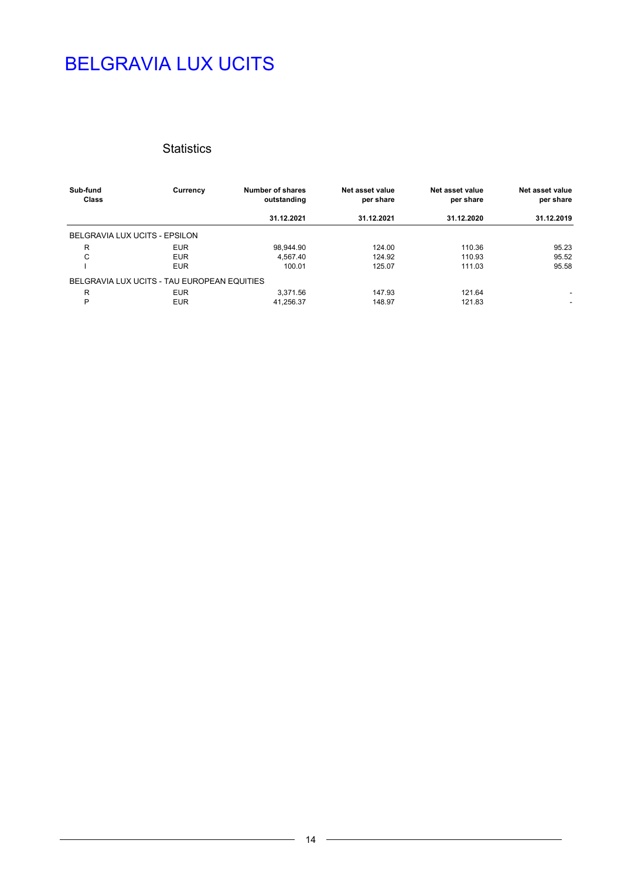# BELGRAVIA LUX UCITS

## Statistics

| Sub-fund Class | Currency | Number of shares outstanding | Net asset value per share | Net asset value per share | Net asset value per share |
|---|---|---|---|---|---|
| | | 31.12.2021 | 31.12.2021 | 31.12.2020 | 31.12.2019 |
| BELGRAVIA LUX UCITS - EPSILON | | | | | |
| R | EUR | 98,944.90 | 124.00 | 110.36 | 95.23 |
| C | EUR | 4,567.40 | 124.92 | 110.93 | 95.52 |
| I | EUR | 100.01 | 125.07 | 111.03 | 95.58 |
| BELGRAVIA LUX UCITS - TAU EUROPEAN EQUITIES | | | | | |
| R | EUR | 3,371.56 | 147.93 | 121.64 | - |
| P | EUR | 41,256.37 | 148.97 | 121.83 | - |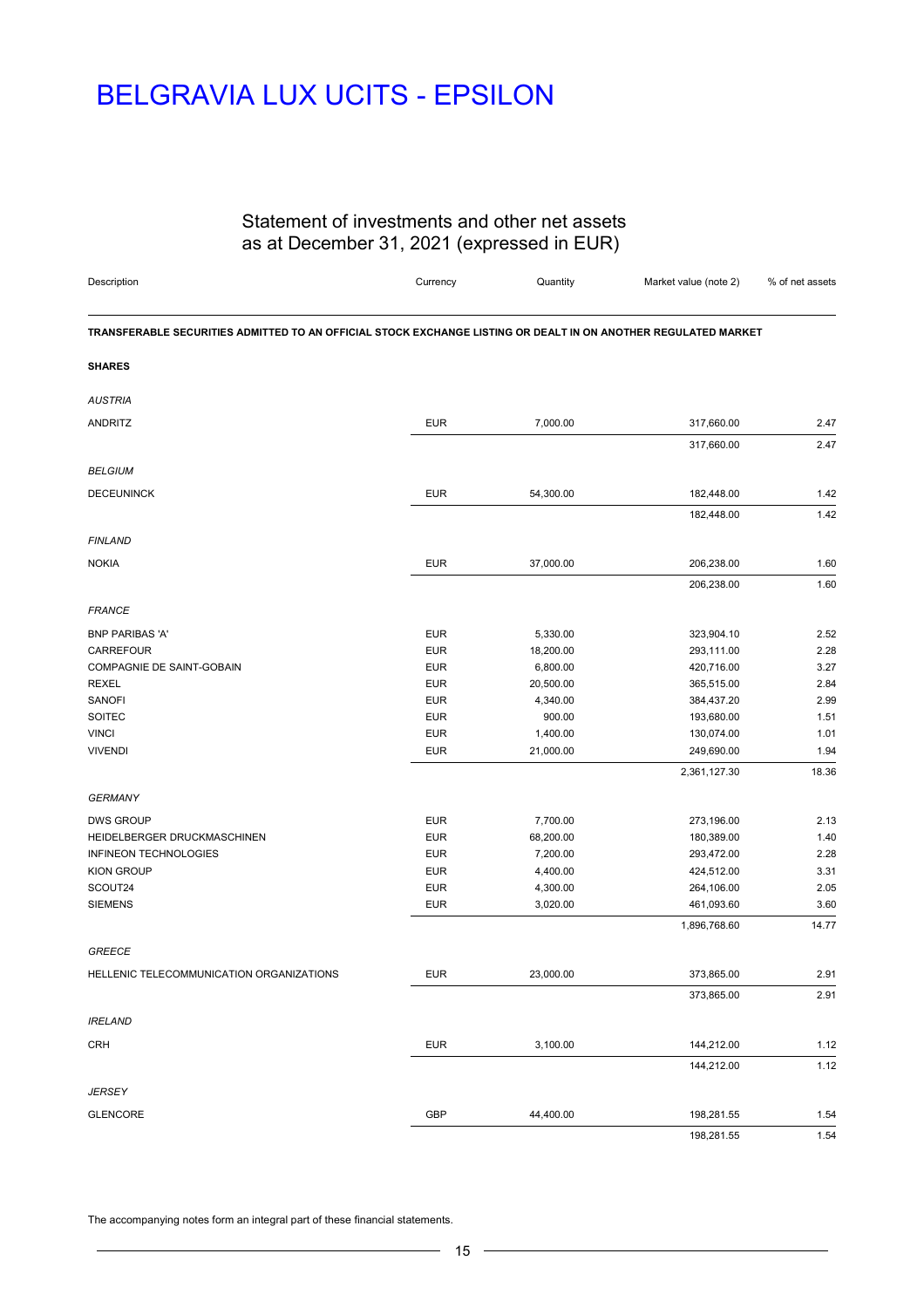# BELGRAVIA LUX UCITS - EPSILON

## Statement of investments and other net assets as at December 31, 2021 (expressed in EUR)

| Description | Currency | Quantity | Market value (note 2) | % of net assets |
|---|---|---|---|---|
| **TRANSFERABLE SECURITIES ADMITTED TO AN OFFICIAL STOCK EXCHANGE LISTING OR DEALT IN ON ANOTHER REGULATED MARKET** | | | | |
| **SHARES** | | | | |
| *AUSTRIA* | | | | |
| ANDRITZ | EUR | 7,000.00 | 317,660.00 | 2.47 |
| | | | 317,660.00 | 2.47 |
| *BELGIUM* | | | | |
| DECEUNINCK | EUR | 54,300.00 | 182,448.00 | 1.42 |
| | | | 182,448.00 | 1.42 |
| *FINLAND* | | | | |
| NOKIA | EUR | 37,000.00 | 206,238.00 | 1.60 |
| | | | 206,238.00 | 1.60 |
| *FRANCE* | | | | |
| BNP PARIBAS 'A' | EUR | 5,330.00 | 323,904.10 | 2.52 |
| CARREFOUR | EUR | 18,200.00 | 293,111.00 | 2.28 |
| COMPAGNIE DE SAINT-GOBAIN | EUR | 6,800.00 | 420,716.00 | 3.27 |
| REXEL | EUR | 20,500.00 | 365,515.00 | 2.84 |
| SANOFI | EUR | 4,340.00 | 384,437.20 | 2.99 |
| SOITEC | EUR | 900.00 | 193,680.00 | 1.51 |
| VINCI | EUR | 1,400.00 | 130,074.00 | 1.01 |
| VIVENDI | EUR | 21,000.00 | 249,690.00 | 1.94 |
| | | | 2,361,127.30 | 18.36 |
| *GERMANY* | | | | |
| DWS GROUP | EUR | 7,700.00 | 273,196.00 | 2.13 |
| HEIDELBERGER DRUCKMASCHINEN | EUR | 68,200.00 | 180,389.00 | 1.40 |
| INFINEON TECHNOLOGIES | EUR | 7,200.00 | 293,472.00 | 2.28 |
| KION GROUP | EUR | 4,400.00 | 424,512.00 | 3.31 |
| SCOUT24 | EUR | 4,300.00 | 264,106.00 | 2.05 |
| SIEMENS | EUR | 3,020.00 | 461,093.60 | 3.60 |
| | | | 1,896,768.60 | 14.77 |
| *GREECE* | | | | |
| HELLENIC TELECOMMUNICATION ORGANIZATIONS | EUR | 23,000.00 | 373,865.00 | 2.91 |
| | | | 373,865.00 | 2.91 |
| *IRELAND* | | | | |
| CRH | EUR | 3,100.00 | 144,212.00 | 1.12 |
| | | | 144,212.00 | 1.12 |
| *JERSEY* | | | | |
| GLENCORE | GBP | 44,400.00 | 198,281.55 | 1.54 |
| | | | 198,281.55 | 1.54 |

The accompanying notes form an integral part of these financial statements.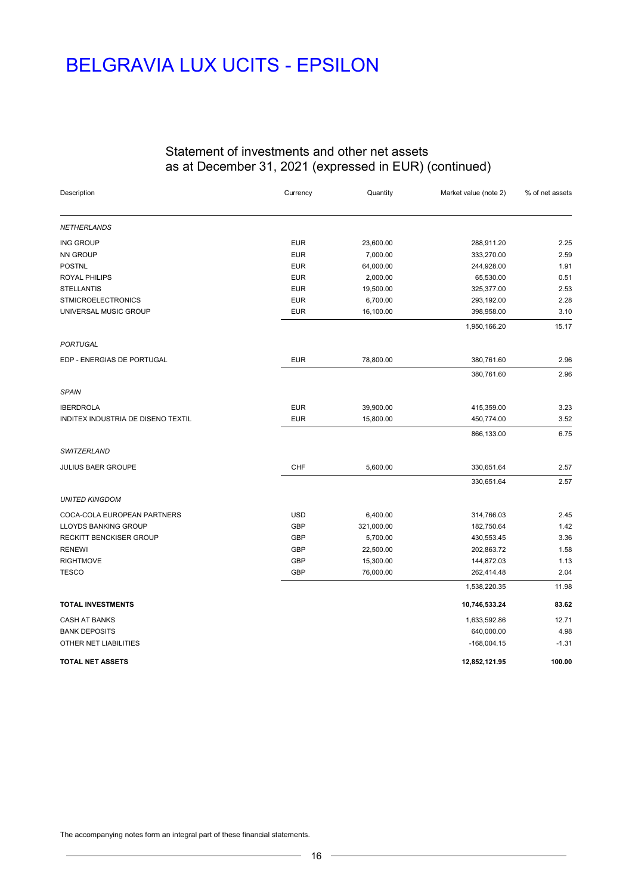# BELGRAVIA LUX UCITS - EPSILON

## Statement of investments and other net assets as at December 31, 2021 (expressed in EUR) (continued)

| Description | Currency | Quantity | Market value (note 2) | % of net assets |
|---|---|---|---|---|
| *NETHERLANDS* | | | | |
| ING GROUP | EUR | 23,600.00 | 288,911.20 | 2.25 |
| NN GROUP | EUR | 7,000.00 | 333,270.00 | 2.59 |
| POSTNL | EUR | 64,000.00 | 244,928.00 | 1.91 |
| ROYAL PHILIPS | EUR | 2,000.00 | 65,530.00 | 0.51 |
| STELLANTIS | EUR | 19,500.00 | 325,377.00 | 2.53 |
| STMICROELECTRONICS | EUR | 6,700.00 | 293,192.00 | 2.28 |
| UNIVERSAL MUSIC GROUP | EUR | 16,100.00 | 398,958.00 | 3.10 |
| | | | 1,950,166.20 | 15.17 |
| *PORTUGAL* | | | | |
| EDP - ENERGIAS DE PORTUGAL | EUR | 78,800.00 | 380,761.60 | 2.96 |
| | | | 380,761.60 | 2.96 |
| *SPAIN* | | | | |
| IBERDROLA | EUR | 39,900.00 | 415,359.00 | 3.23 |
| INDITEX INDUSTRIA DE DISENO TEXTIL | EUR | 15,800.00 | 450,774.00 | 3.52 |
| | | | 866,133.00 | 6.75 |
| *SWITZERLAND* | | | | |
| JULIUS BAER GROUPE | CHF | 5,600.00 | 330,651.64 | 2.57 |
| | | | 330,651.64 | 2.57 |
| *UNITED KINGDOM* | | | | |
| COCA-COLA EUROPEAN PARTNERS | USD | 6,400.00 | 314,766.03 | 2.45 |
| LLOYDS BANKING GROUP | GBP | 321,000.00 | 182,750.64 | 1.42 |
| RECKITT BENCKISER GROUP | GBP | 5,700.00 | 430,553.45 | 3.36 |
| RENEWI | GBP | 22,500.00 | 202,863.72 | 1.58 |
| RIGHTMOVE | GBP | 15,300.00 | 144,872.03 | 1.13 |
| TESCO | GBP | 76,000.00 | 262,414.48 | 2.04 |
| | | | 1,538,220.35 | 11.98 |
| **TOTAL INVESTMENTS** | | | **10,746,533.24** | **83.62** |
| CASH AT BANKS | | | 1,633,592.86 | 12.71 |
| BANK DEPOSITS | | | 640,000.00 | 4.98 |
| OTHER NET LIABILITIES | | | -168,004.15 | -1.31 |
| **TOTAL NET ASSETS** | | | **12,852,121.95** | **100.00** |

The accompanying notes form an integral part of these financial statements.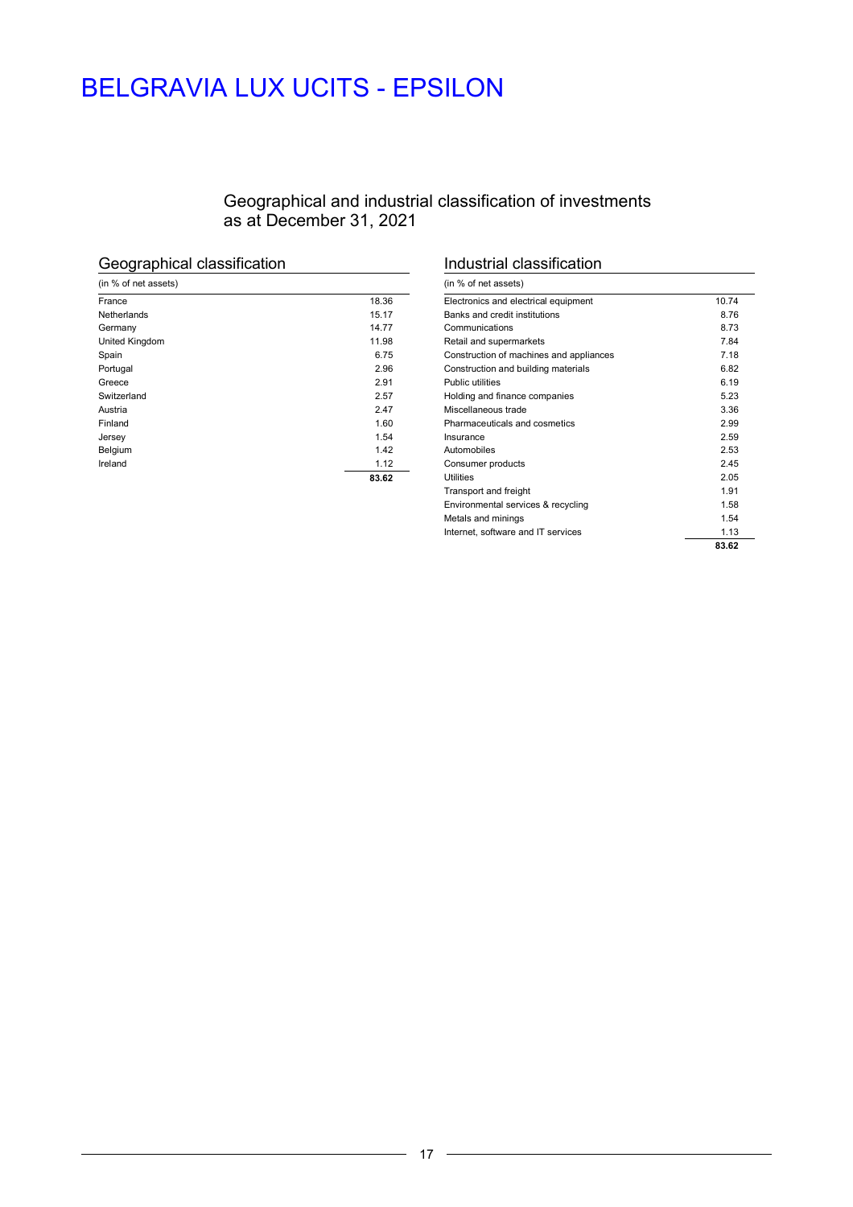# BELGRAVIA LUX UCITS - EPSILON

## Geographical and industrial classification of investments as at December 31, 2021

### Geographical classification

| (in % of net assets) | |
|---|---|
| France | 18.36 |
| Netherlands | 15.17 |
| Germany | 14.77 |
| United Kingdom | 11.98 |
| Spain | 6.75 |
| Portugal | 2.96 |
| Greece | 2.91 |
| Switzerland | 2.57 |
| Austria | 2.47 |
| Finland | 1.60 |
| Jersey | 1.54 |
| Belgium | 1.42 |
| Ireland | 1.12 |
| | **83.62** |

### Industrial classification

| (in % of net assets) | |
|---|---|
| Electronics and electrical equipment | 10.74 |
| Banks and credit institutions | 8.76 |
| Communications | 8.73 |
| Retail and supermarkets | 7.84 |
| Construction of machines and appliances | 7.18 |
| Construction and building materials | 6.82 |
| Public utilities | 6.19 |
| Holding and finance companies | 5.23 |
| Miscellaneous trade | 3.36 |
| Pharmaceuticals and cosmetics | 2.99 |
| Insurance | 2.59 |
| Automobiles | 2.53 |
| Consumer products | 2.45 |
| Utilities | 2.05 |
| Transport and freight | 1.91 |
| Environmental services & recycling | 1.58 |
| Metals and minings | 1.54 |
| Internet, software and IT services | 1.13 |
| | **83.62** |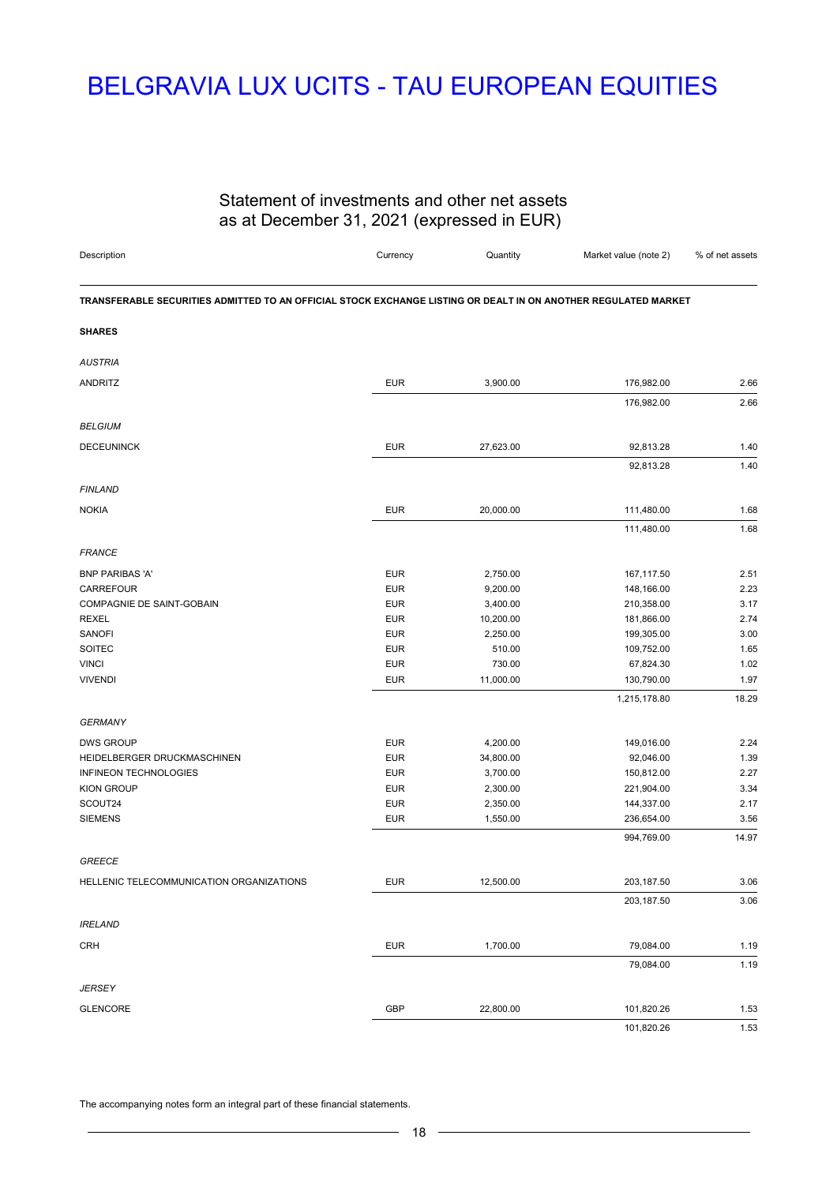# BELGRAVIA LUX UCITS - TAU EUROPEAN EQUITIES

## Statement of investments and other net assets as at December 31, 2021 (expressed in EUR)

| Description | Currency | Quantity | Market value (note 2) | % of net assets |
|---|---|---|---|---|
| **TRANSFERABLE SECURITIES ADMITTED TO AN OFFICIAL STOCK EXCHANGE LISTING OR DEALT IN ON ANOTHER REGULATED MARKET** | | | | |
| **SHARES** | | | | |
| *AUSTRIA* | | | | |
| ANDRITZ | EUR | 3,900.00 | 176,982.00 | 2.66 |
| | | | 176,982.00 | 2.66 |
| *BELGIUM* | | | | |
| DECEUNINCK | EUR | 27,623.00 | 92,813.28 | 1.40 |
| | | | 92,813.28 | 1.40 |
| *FINLAND* | | | | |
| NOKIA | EUR | 20,000.00 | 111,480.00 | 1.68 |
| | | | 111,480.00 | 1.68 |
| *FRANCE* | | | | |
| BNP PARIBAS 'A' | EUR | 2,750.00 | 167,117.50 | 2.51 |
| CARREFOUR | EUR | 9,200.00 | 148,166.00 | 2.23 |
| COMPAGNIE DE SAINT-GOBAIN | EUR | 3,400.00 | 210,358.00 | 3.17 |
| REXEL | EUR | 10,200.00 | 181,866.00 | 2.74 |
| SANOFI | EUR | 2,250.00 | 199,305.00 | 3.00 |
| SOITEC | EUR | 510.00 | 109,752.00 | 1.65 |
| VINCI | EUR | 730.00 | 67,824.30 | 1.02 |
| VIVENDI | EUR | 11,000.00 | 130,790.00 | 1.97 |
| | | | 1,215,178.80 | 18.29 |
| *GERMANY* | | | | |
| DWS GROUP | EUR | 4,200.00 | 149,016.00 | 2.24 |
| HEIDELBERGER DRUCKMASCHINEN | EUR | 34,800.00 | 92,046.00 | 1.39 |
| INFINEON TECHNOLOGIES | EUR | 3,700.00 | 150,812.00 | 2.27 |
| KION GROUP | EUR | 2,300.00 | 221,904.00 | 3.34 |
| SCOUT24 | EUR | 2,350.00 | 144,337.00 | 2.17 |
| SIEMENS | EUR | 1,550.00 | 236,654.00 | 3.56 |
| | | | 994,769.00 | 14.97 |
| *GREECE* | | | | |
| HELLENIC TELECOMMUNICATION ORGANIZATIONS | EUR | 12,500.00 | 203,187.50 | 3.06 |
| | | | 203,187.50 | 3.06 |
| *IRELAND* | | | | |
| CRH | EUR | 1,700.00 | 79,084.00 | 1.19 |
| | | | 79,084.00 | 1.19 |
| *JERSEY* | | | | |
| GLENCORE | GBP | 22,800.00 | 101,820.26 | 1.53 |
| | | | 101,820.26 | 1.53 |

The accompanying notes form an integral part of these financial statements.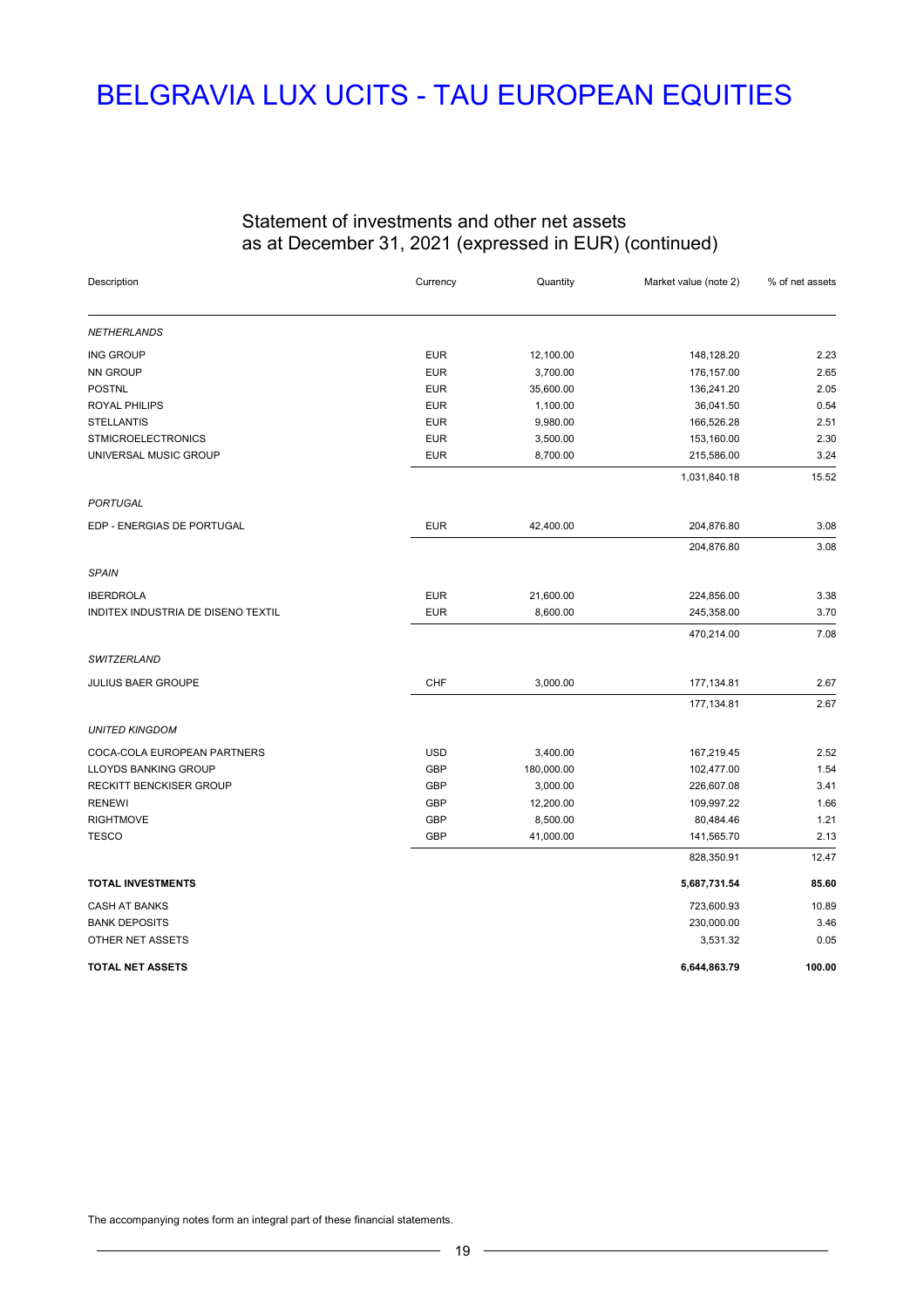# BELGRAVIA LUX UCITS - TAU EUROPEAN EQUITIES

## Statement of investments and other net assets as at December 31, 2021 (expressed in EUR) (continued)

| Description | Currency | Quantity | Market value (note 2) | % of net assets |
|---|---|---|---|---|
| *NETHERLANDS* | | | | |
| ING GROUP | EUR | 12,100.00 | 148,128.20 | 2.23 |
| NN GROUP | EUR | 3,700.00 | 176,157.00 | 2.65 |
| POSTNL | EUR | 35,600.00 | 136,241.20 | 2.05 |
| ROYAL PHILIPS | EUR | 1,100.00 | 36,041.50 | 0.54 |
| STELLANTIS | EUR | 9,980.00 | 166,526.28 | 2.51 |
| STMICROELECTRONICS | EUR | 3,500.00 | 153,160.00 | 2.30 |
| UNIVERSAL MUSIC GROUP | EUR | 8,700.00 | 215,586.00 | 3.24 |
| | | | 1,031,840.18 | 15.52 |
| *PORTUGAL* | | | | |
| EDP - ENERGIAS DE PORTUGAL | EUR | 42,400.00 | 204,876.80 | 3.08 |
| | | | 204,876.80 | 3.08 |
| *SPAIN* | | | | |
| IBERDROLA | EUR | 21,600.00 | 224,856.00 | 3.38 |
| INDITEX INDUSTRIA DE DISENO TEXTIL | EUR | 8,600.00 | 245,358.00 | 3.70 |
| | | | 470,214.00 | 7.08 |
| *SWITZERLAND* | | | | |
| JULIUS BAER GROUPE | CHF | 3,000.00 | 177,134.81 | 2.67 |
| | | | 177,134.81 | 2.67 |
| *UNITED KINGDOM* | | | | |
| COCA-COLA EUROPEAN PARTNERS | USD | 3,400.00 | 167,219.45 | 2.52 |
| LLOYDS BANKING GROUP | GBP | 180,000.00 | 102,477.00 | 1.54 |
| RECKITT BENCKISER GROUP | GBP | 3,000.00 | 226,607.08 | 3.41 |
| RENEWI | GBP | 12,200.00 | 109,997.22 | 1.66 |
| RIGHTMOVE | GBP | 8,500.00 | 80,484.46 | 1.21 |
| TESCO | GBP | 41,000.00 | 141,565.70 | 2.13 |
| | | | 828,350.91 | 12.47 |
| **TOTAL INVESTMENTS** | | | **5,687,731.54** | **85.60** |
| CASH AT BANKS | | | 723,600.93 | 10.89 |
| BANK DEPOSITS | | | 230,000.00 | 3.46 |
| OTHER NET ASSETS | | | 3,531.32 | 0.05 |
| **TOTAL NET ASSETS** | | | **6,644,863.79** | **100.00** |

The accompanying notes form an integral part of these financial statements.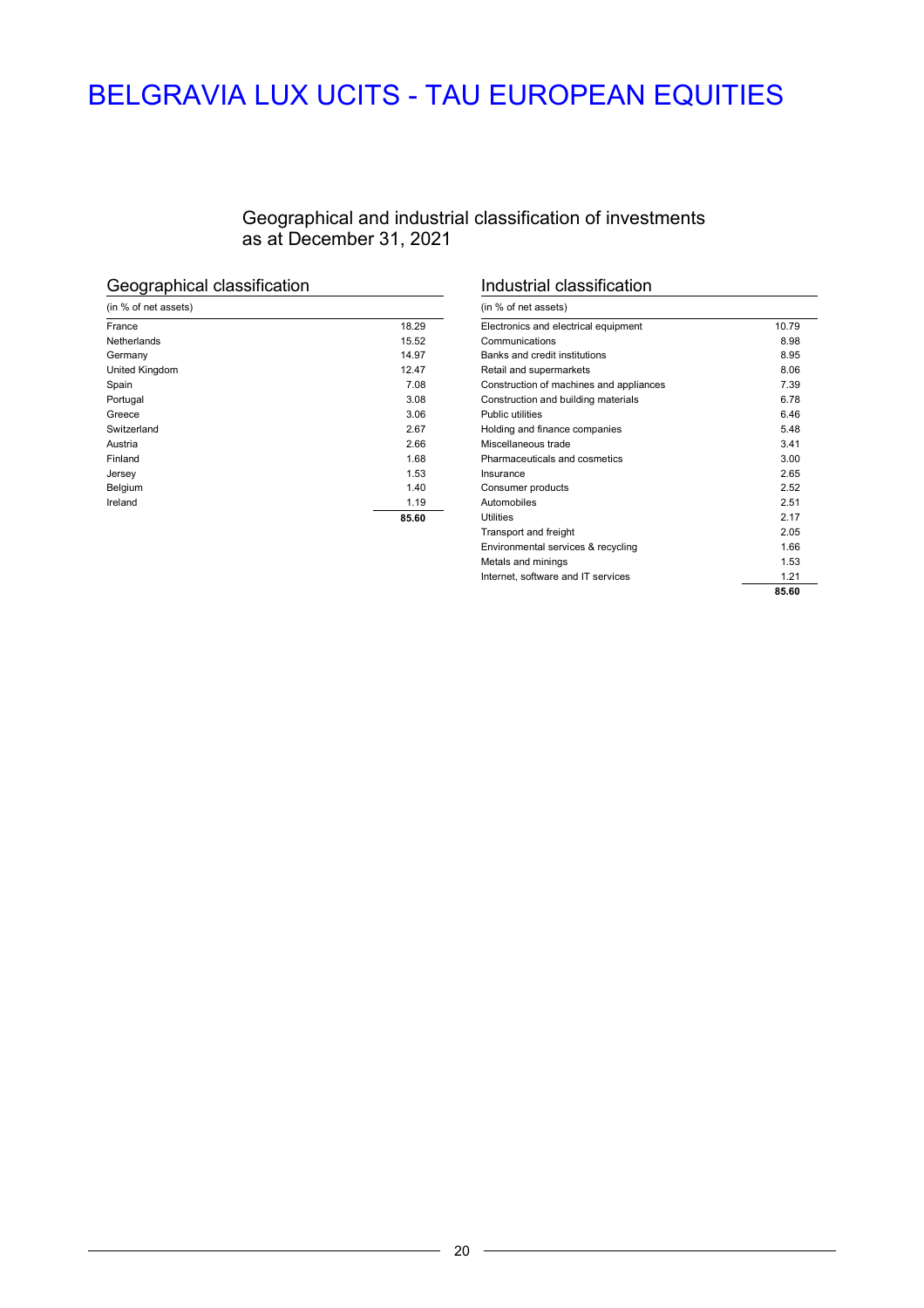# BELGRAVIA LUX UCITS - TAU EUROPEAN EQUITIES

## Geographical and industrial classification of investments as at December 31, 2021

### Geographical classification

| (in % of net assets) | |
|---|---|
| France | 18.29 |
| Netherlands | 15.52 |
| Germany | 14.97 |
| United Kingdom | 12.47 |
| Spain | 7.08 |
| Portugal | 3.08 |
| Greece | 3.06 |
| Switzerland | 2.67 |
| Austria | 2.66 |
| Finland | 1.68 |
| Jersey | 1.53 |
| Belgium | 1.40 |
| Ireland | 1.19 |
| | **85.60** |

### Industrial classification

| (in % of net assets) | |
|---|---|
| Electronics and electrical equipment | 10.79 |
| Communications | 8.98 |
| Banks and credit institutions | 8.95 |
| Retail and supermarkets | 8.06 |
| Construction of machines and appliances | 7.39 |
| Construction and building materials | 6.78 |
| Public utilities | 6.46 |
| Holding and finance companies | 5.48 |
| Miscellaneous trade | 3.41 |
| Pharmaceuticals and cosmetics | 3.00 |
| Insurance | 2.65 |
| Consumer products | 2.52 |
| Automobiles | 2.51 |
| Utilities | 2.17 |
| Transport and freight | 2.05 |
| Environmental services & recycling | 1.66 |
| Metals and minings | 1.53 |
| Internet, software and IT services | 1.21 |
| | **85.60** |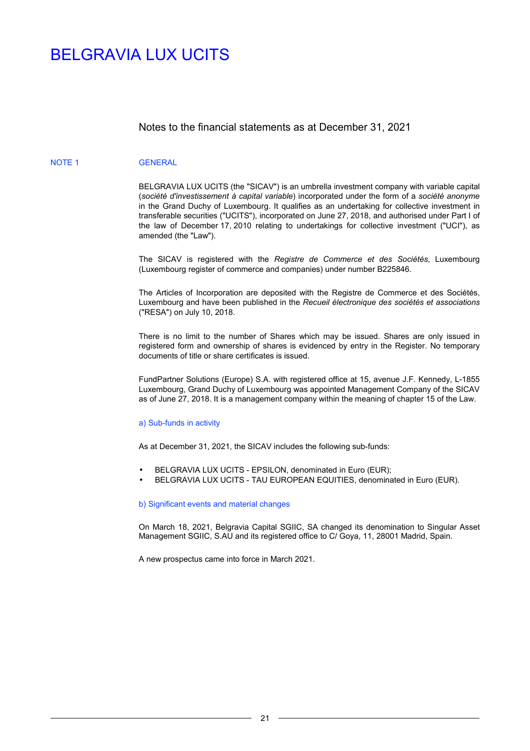# BELGRAVIA LUX UCITS

## Notes to the financial statements as at December 31, 2021

### NOTE 1 GENERAL

BELGRAVIA LUX UCITS (the "SICAV") is an umbrella investment company with variable capital (*société d'investissement à capital variable*) incorporated under the form of a *société anonyme* in the Grand Duchy of Luxembourg. It qualifies as an undertaking for collective investment in transferable securities ("UCITS"), incorporated on June 27, 2018, and authorised under Part I of the law of December 17, 2010 relating to undertakings for collective investment ("UCI"), as amended (the "Law").

The SICAV is registered with the *Registre de Commerce et des Sociétés*, Luxembourg (Luxembourg register of commerce and companies) under number B225846.

The Articles of Incorporation are deposited with the Registre de Commerce et des Sociétés, Luxembourg and have been published in the *Recueil électronique des sociétés et associations* ("RESA") on July 10, 2018.

There is no limit to the number of Shares which may be issued. Shares are only issued in registered form and ownership of shares is evidenced by entry in the Register. No temporary documents of title or share certificates is issued.

FundPartner Solutions (Europe) S.A. with registered office at 15, avenue J.F. Kennedy, L-1855 Luxembourg, Grand Duchy of Luxembourg was appointed Management Company of the SICAV as of June 27, 2018. It is a management company within the meaning of chapter 15 of the Law.

#### a) Sub-funds in activity

As at December 31, 2021, the SICAV includes the following sub-funds:

- BELGRAVIA LUX UCITS - EPSILON, denominated in Euro (EUR);
- BELGRAVIA LUX UCITS - TAU EUROPEAN EQUITIES, denominated in Euro (EUR).

#### b) Significant events and material changes

On March 18, 2021, Belgravia Capital SGIIC, SA changed its denomination to Singular Asset Management SGIIC, S.AU and its registered office to C/ Goya, 11, 28001 Madrid, Spain.

A new prospectus came into force in March 2021.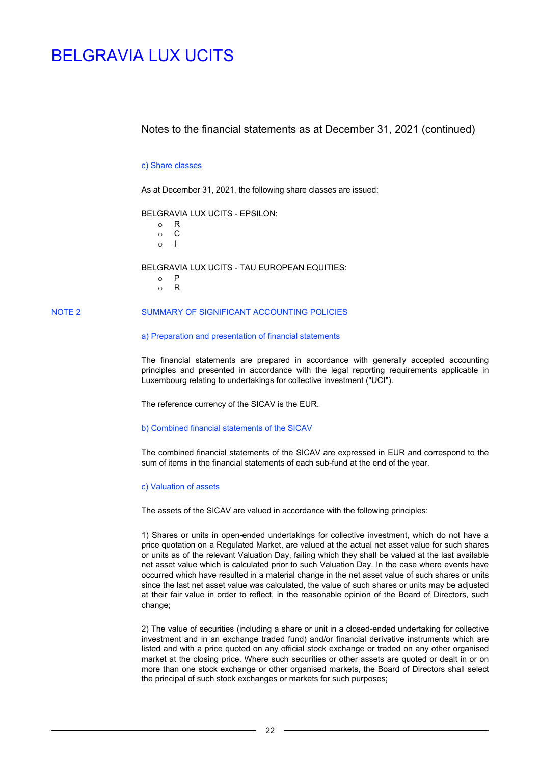## Notes to the financial statements as at December 31, 2021 (continued)

### c) Share classes

As at December 31, 2021, the following share classes are issued:

BELGRAVIA LUX UCITS - EPSILON:

- R
- C
- I

BELGRAVIA LUX UCITS - TAU EUROPEAN EQUITIES:

- P
- R

## NOTE 2 SUMMARY OF SIGNIFICANT ACCOUNTING POLICIES

### a) Preparation and presentation of financial statements

The financial statements are prepared in accordance with generally accepted accounting principles and presented in accordance with the legal reporting requirements applicable in Luxembourg relating to undertakings for collective investment ("UCI").

The reference currency of the SICAV is the EUR.

### b) Combined financial statements of the SICAV

The combined financial statements of the SICAV are expressed in EUR and correspond to the sum of items in the financial statements of each sub-fund at the end of the year.

### c) Valuation of assets

The assets of the SICAV are valued in accordance with the following principles:

1) Shares or units in open-ended undertakings for collective investment, which do not have a price quotation on a Regulated Market, are valued at the actual net asset value for such shares or units as of the relevant Valuation Day, failing which they shall be valued at the last available net asset value which is calculated prior to such Valuation Day. In the case where events have occurred which have resulted in a material change in the net asset value of such shares or units since the last net asset value was calculated, the value of such shares or units may be adjusted at their fair value in order to reflect, in the reasonable opinion of the Board of Directors, such change;

2) The value of securities (including a share or unit in a closed-ended undertaking for collective investment and in an exchange traded fund) and/or financial derivative instruments which are listed and with a price quoted on any official stock exchange or traded on any other organised market at the closing price. Where such securities or other assets are quoted or dealt in or on more than one stock exchange or other organised markets, the Board of Directors shall select the principal of such stock exchanges or markets for such purposes;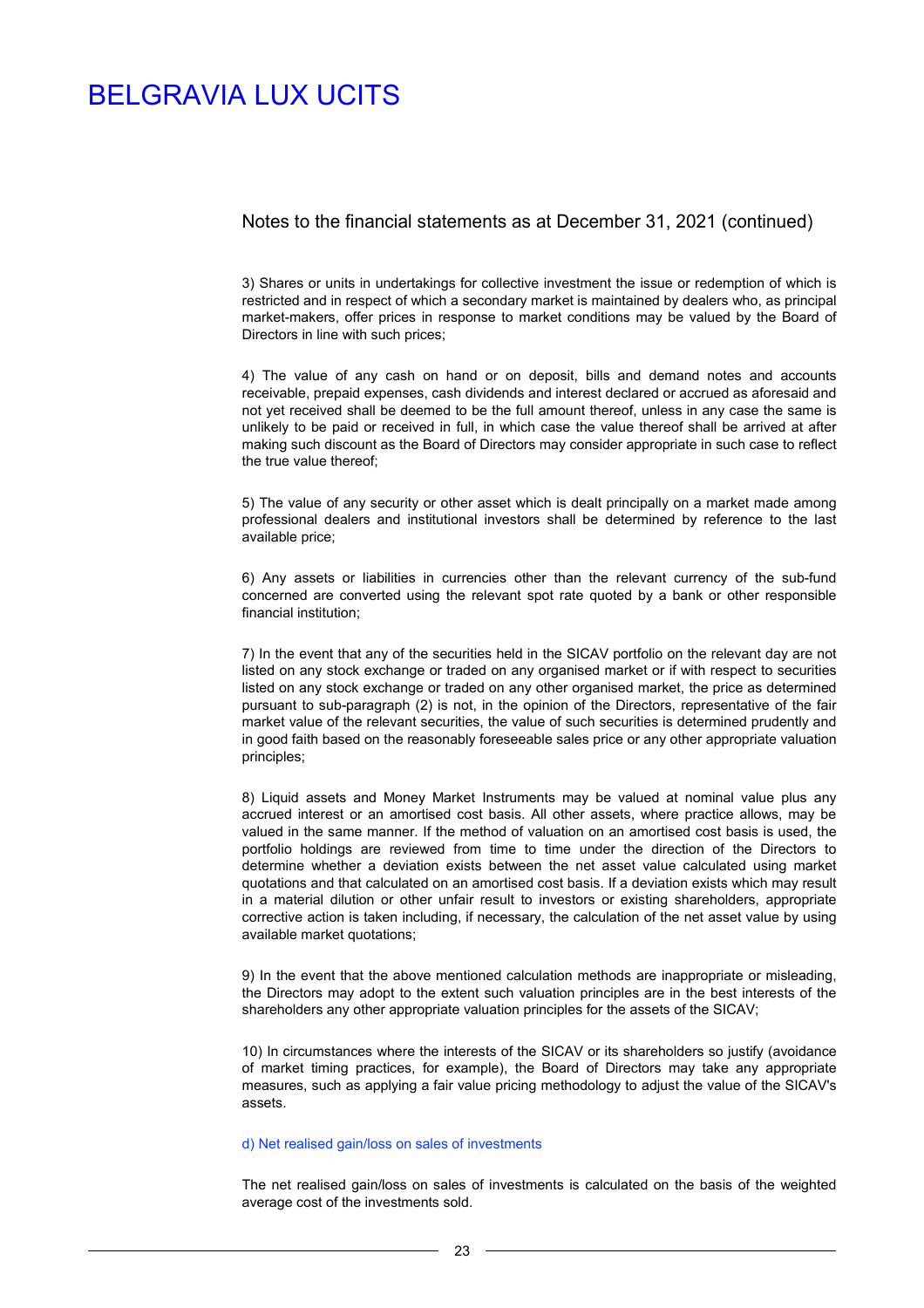Notes to the financial statements as at December 31, 2021 (continued)

3) Shares or units in undertakings for collective investment the issue or redemption of which is restricted and in respect of which a secondary market is maintained by dealers who, as principal market-makers, offer prices in response to market conditions may be valued by the Board of Directors in line with such prices;

4) The value of any cash on hand or on deposit, bills and demand notes and accounts receivable, prepaid expenses, cash dividends and interest declared or accrued as aforesaid and not yet received shall be deemed to be the full amount thereof, unless in any case the same is unlikely to be paid or received in full, in which case the value thereof shall be arrived at after making such discount as the Board of Directors may consider appropriate in such case to reflect the true value thereof;

5) The value of any security or other asset which is dealt principally on a market made among professional dealers and institutional investors shall be determined by reference to the last available price;

6) Any assets or liabilities in currencies other than the relevant currency of the sub-fund concerned are converted using the relevant spot rate quoted by a bank or other responsible financial institution;

7) In the event that any of the securities held in the SICAV portfolio on the relevant day are not listed on any stock exchange or traded on any organised market or if with respect to securities listed on any stock exchange or traded on any other organised market, the price as determined pursuant to sub-paragraph (2) is not, in the opinion of the Directors, representative of the fair market value of the relevant securities, the value of such securities is determined prudently and in good faith based on the reasonably foreseeable sales price or any other appropriate valuation principles;

8) Liquid assets and Money Market Instruments may be valued at nominal value plus any accrued interest or an amortised cost basis. All other assets, where practice allows, may be valued in the same manner. If the method of valuation on an amortised cost basis is used, the portfolio holdings are reviewed from time to time under the direction of the Directors to determine whether a deviation exists between the net asset value calculated using market quotations and that calculated on an amortised cost basis. If a deviation exists which may result in a material dilution or other unfair result to investors or existing shareholders, appropriate corrective action is taken including, if necessary, the calculation of the net asset value by using available market quotations;

9) In the event that the above mentioned calculation methods are inappropriate or misleading, the Directors may adopt to the extent such valuation principles are in the best interests of the shareholders any other appropriate valuation principles for the assets of the SICAV;

10) In circumstances where the interests of the SICAV or its shareholders so justify (avoidance of market timing practices, for example), the Board of Directors may take any appropriate measures, such as applying a fair value pricing methodology to adjust the value of the SICAV's assets.

### d) Net realised gain/loss on sales of investments

The net realised gain/loss on sales of investments is calculated on the basis of the weighted average cost of the investments sold.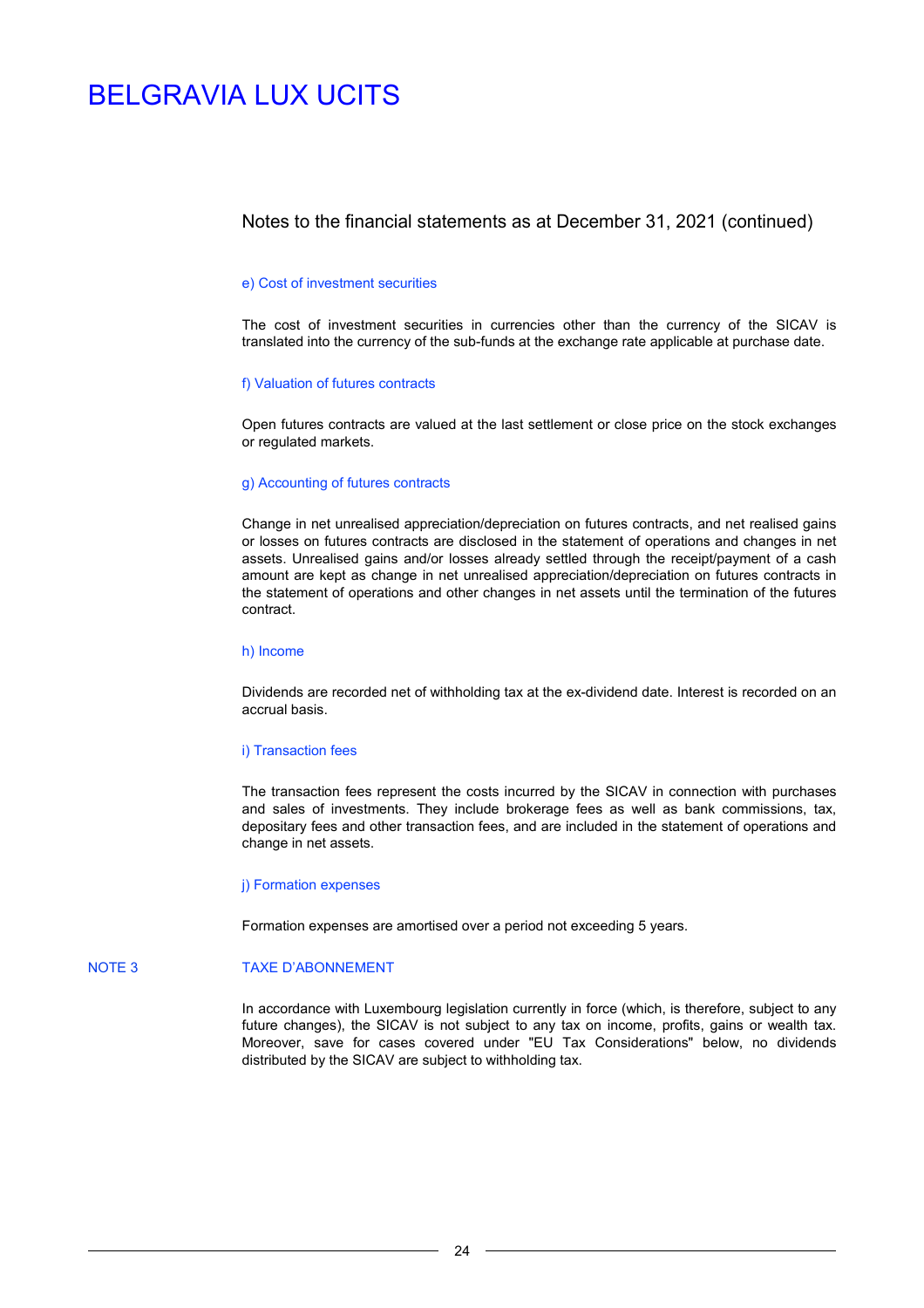Notes to the financial statements as at December 31, 2021 (continued)

#### e) Cost of investment securities

The cost of investment securities in currencies other than the currency of the SICAV is translated into the currency of the sub-funds at the exchange rate applicable at purchase date.

#### f) Valuation of futures contracts

Open futures contracts are valued at the last settlement or close price on the stock exchanges or regulated markets.

#### g) Accounting of futures contracts

Change in net unrealised appreciation/depreciation on futures contracts, and net realised gains or losses on futures contracts are disclosed in the statement of operations and changes in net assets. Unrealised gains and/or losses already settled through the receipt/payment of a cash amount are kept as change in net unrealised appreciation/depreciation on futures contracts in the statement of operations and other changes in net assets until the termination of the futures contract.

#### h) Income

Dividends are recorded net of withholding tax at the ex-dividend date. Interest is recorded on an accrual basis.

#### i) Transaction fees

The transaction fees represent the costs incurred by the SICAV in connection with purchases and sales of investments. They include brokerage fees as well as bank commissions, tax, depositary fees and other transaction fees, and are included in the statement of operations and change in net assets.

#### j) Formation expenses

Formation expenses are amortised over a period not exceeding 5 years.

## NOTE 3 TAXE D'ABONNEMENT

In accordance with Luxembourg legislation currently in force (which, is therefore, subject to any future changes), the SICAV is not subject to any tax on income, profits, gains or wealth tax. Moreover, save for cases covered under "EU Tax Considerations" below, no dividends distributed by the SICAV are subject to withholding tax.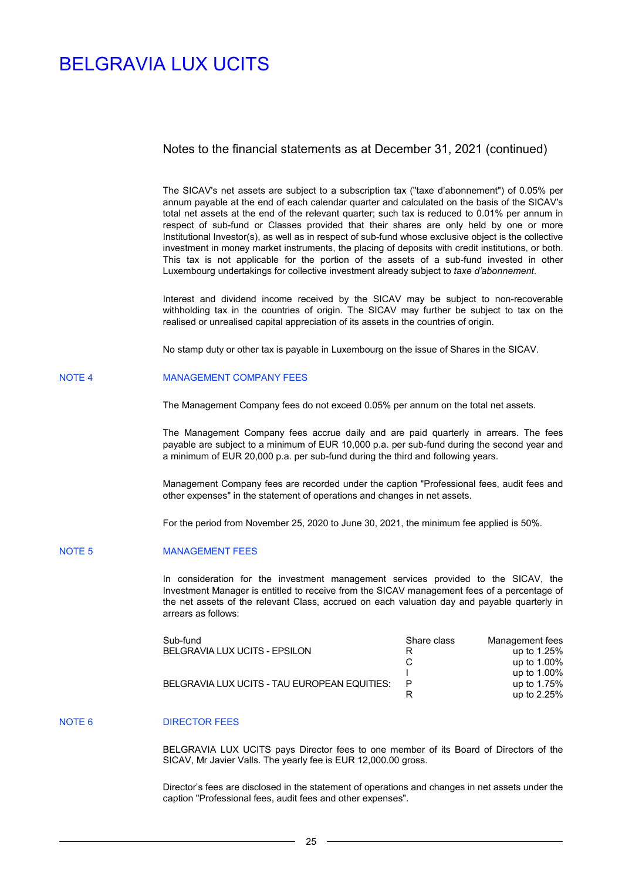# BELGRAVIA LUX UCITS

## Notes to the financial statements as at December 31, 2021 (continued)

The SICAV's net assets are subject to a subscription tax ("taxe d'abonnement") of 0.05% per annum payable at the end of each calendar quarter and calculated on the basis of the SICAV's total net assets at the end of the relevant quarter; such tax is reduced to 0.01% per annum in respect of sub-fund or Classes provided that their shares are only held by one or more Institutional Investor(s), as well as in respect of sub-fund whose exclusive object is the collective investment in money market instruments, the placing of deposits with credit institutions, or both. This tax is not applicable for the portion of the assets of a sub-fund invested in other Luxembourg undertakings for collective investment already subject to *taxe d'abonnement*.

Interest and dividend income received by the SICAV may be subject to non-recoverable withholding tax in the countries of origin. The SICAV may further be subject to tax on the realised or unrealised capital appreciation of its assets in the countries of origin.

No stamp duty or other tax is payable in Luxembourg on the issue of Shares in the SICAV.

### NOTE 4 MANAGEMENT COMPANY FEES

The Management Company fees do not exceed 0.05% per annum on the total net assets.

The Management Company fees accrue daily and are paid quarterly in arrears. The fees payable are subject to a minimum of EUR 10,000 p.a. per sub-fund during the second year and a minimum of EUR 20,000 p.a. per sub-fund during the third and following years.

Management Company fees are recorded under the caption "Professional fees, audit fees and other expenses" in the statement of operations and changes in net assets.

For the period from November 25, 2020 to June 30, 2021, the minimum fee applied is 50%.

### NOTE 5 MANAGEMENT FEES

In consideration for the investment management services provided to the SICAV, the Investment Manager is entitled to receive from the SICAV management fees of a percentage of the net assets of the relevant Class, accrued on each valuation day and payable quarterly in arrears as follows:

| Sub-fund | Share class | Management fees |
|---|---|---|
| BELGRAVIA LUX UCITS - EPSILON | R | up to 1.25% |
| | C | up to 1.00% |
| | I | up to 1.00% |
| BELGRAVIA LUX UCITS - TAU EUROPEAN EQUITIES: | P | up to 1.75% |
| | R | up to 2.25% |

### NOTE 6 DIRECTOR FEES

BELGRAVIA LUX UCITS pays Director fees to one member of its Board of Directors of the SICAV, Mr Javier Valls. The yearly fee is EUR 12,000.00 gross.

Director's fees are disclosed in the statement of operations and changes in net assets under the caption "Professional fees, audit fees and other expenses".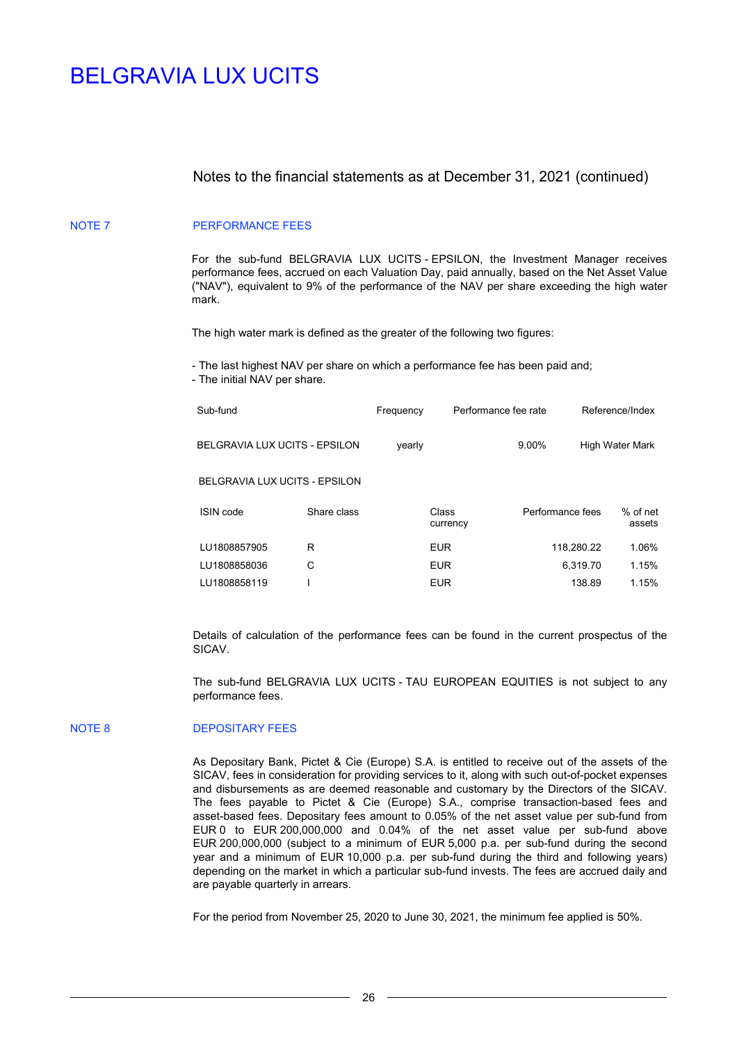# BELGRAVIA LUX UCITS

## Notes to the financial statements as at December 31, 2021 (continued)

### NOTE 7 PERFORMANCE FEES

For the sub-fund BELGRAVIA LUX UCITS - EPSILON, the Investment Manager receives performance fees, accrued on each Valuation Day, paid annually, based on the Net Asset Value ("NAV"), equivalent to 9% of the performance of the NAV per share exceeding the high water mark.

The high water mark is defined as the greater of the following two figures:

- The last highest NAV per share on which a performance fee has been paid and;
- The initial NAV per share.

| Sub-fund | Frequency | Performance fee rate | Reference/Index |
|---|---|---|---|
| BELGRAVIA LUX UCITS - EPSILON | yearly | 9.00% | High Water Mark |

BELGRAVIA LUX UCITS - EPSILON

| ISIN code | Share class | Class currency | Performance fees | % of net assets |
|---|---|---|---|---|
| LU1808857905 | R | EUR | 118,280.22 | 1.06% |
| LU1808858036 | C | EUR | 6,319.70 | 1.15% |
| LU1808858119 | I | EUR | 138.89 | 1.15% |

Details of calculation of the performance fees can be found in the current prospectus of the SICAV.

The sub-fund BELGRAVIA LUX UCITS - TAU EUROPEAN EQUITIES is not subject to any performance fees.

### NOTE 8 DEPOSITARY FEES

As Depositary Bank, Pictet & Cie (Europe) S.A. is entitled to receive out of the assets of the SICAV, fees in consideration for providing services to it, along with such out-of-pocket expenses and disbursements as are deemed reasonable and customary by the Directors of the SICAV. The fees payable to Pictet & Cie (Europe) S.A., comprise transaction-based fees and asset-based fees. Depositary fees amount to 0.05% of the net asset value per sub-fund from EUR 0 to EUR 200,000,000 and 0.04% of the net asset value per sub-fund above EUR 200,000,000 (subject to a minimum of EUR 5,000 p.a. per sub-fund during the second year and a minimum of EUR 10,000 p.a. per sub-fund during the third and following years) depending on the market in which a particular sub-fund invests. The fees are accrued daily and are payable quarterly in arrears.

For the period from November 25, 2020 to June 30, 2021, the minimum fee applied is 50%.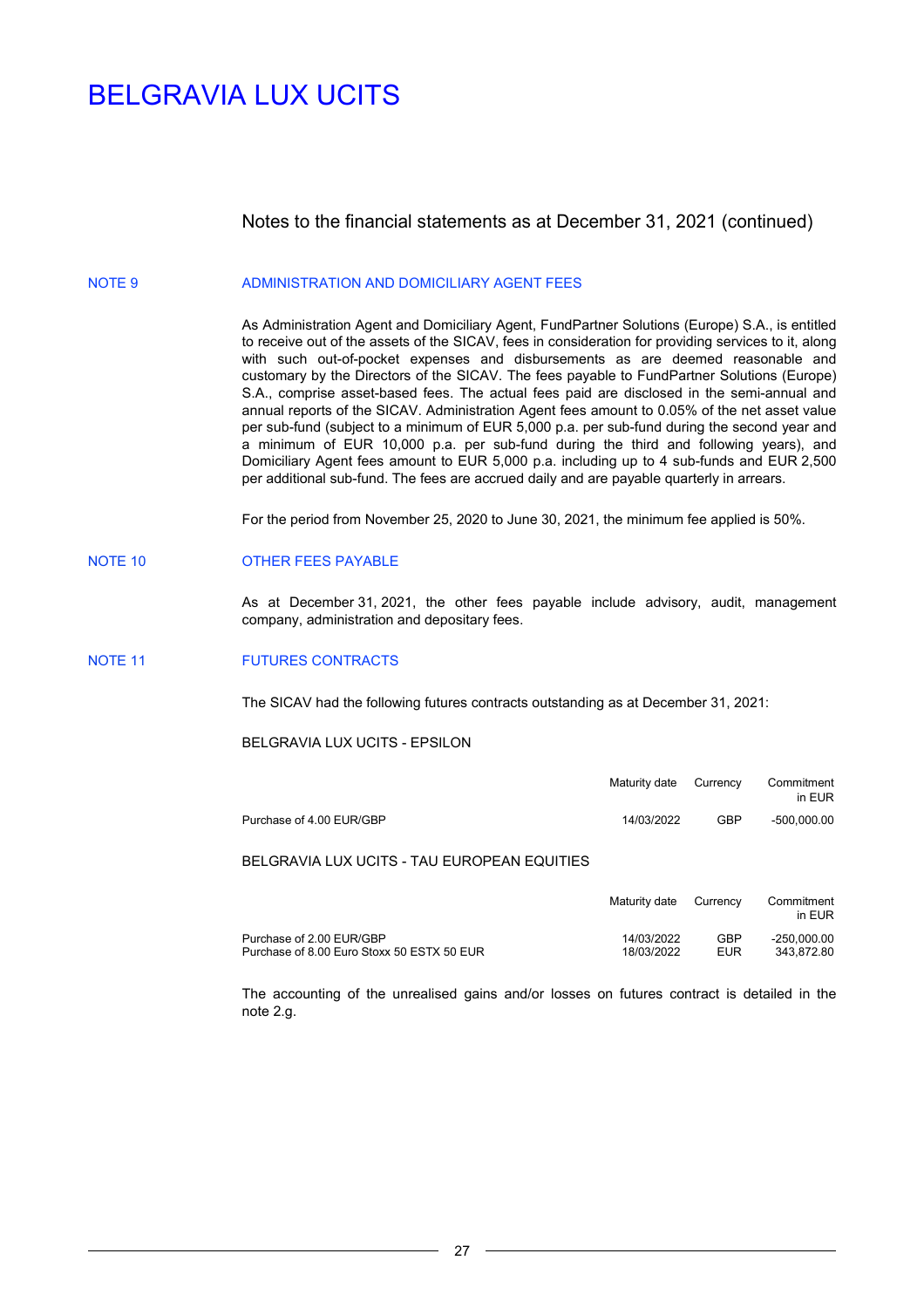# BELGRAVIA LUX UCITS

## Notes to the financial statements as at December 31, 2021 (continued)

### NOTE 9 ADMINISTRATION AND DOMICILIARY AGENT FEES

As Administration Agent and Domiciliary Agent, FundPartner Solutions (Europe) S.A., is entitled to receive out of the assets of the SICAV, fees in consideration for providing services to it, along with such out-of-pocket expenses and disbursements as are deemed reasonable and customary by the Directors of the SICAV. The fees payable to FundPartner Solutions (Europe) S.A., comprise asset-based fees. The actual fees paid are disclosed in the semi-annual and annual reports of the SICAV. Administration Agent fees amount to 0.05% of the net asset value per sub-fund (subject to a minimum of EUR 5,000 p.a. per sub-fund during the second year and a minimum of EUR 10,000 p.a. per sub-fund during the third and following years), and Domiciliary Agent fees amount to EUR 5,000 p.a. including up to 4 sub-funds and EUR 2,500 per additional sub-fund. The fees are accrued daily and are payable quarterly in arrears.

For the period from November 25, 2020 to June 30, 2021, the minimum fee applied is 50%.

### NOTE 10 OTHER FEES PAYABLE

As at December 31, 2021, the other fees payable include advisory, audit, management company, administration and depositary fees.

### NOTE 11 FUTURES CONTRACTS

The SICAV had the following futures contracts outstanding as at December 31, 2021:

BELGRAVIA LUX UCITS - EPSILON

| | Maturity date | Currency | Commitment in EUR |
|---|---|---|---|
| Purchase of 4.00 EUR/GBP | 14/03/2022 | GBP | -500,000.00 |

BELGRAVIA LUX UCITS - TAU EUROPEAN EQUITIES

| | Maturity date | Currency | Commitment in EUR |
|---|---|---|---|
| Purchase of 2.00 EUR/GBP | 14/03/2022 | GBP | -250,000.00 |
| Purchase of 8.00 Euro Stoxx 50 ESTX 50 EUR | 18/03/2022 | EUR | 343,872.80 |

The accounting of the unrealised gains and/or losses on futures contract is detailed in the note 2.g.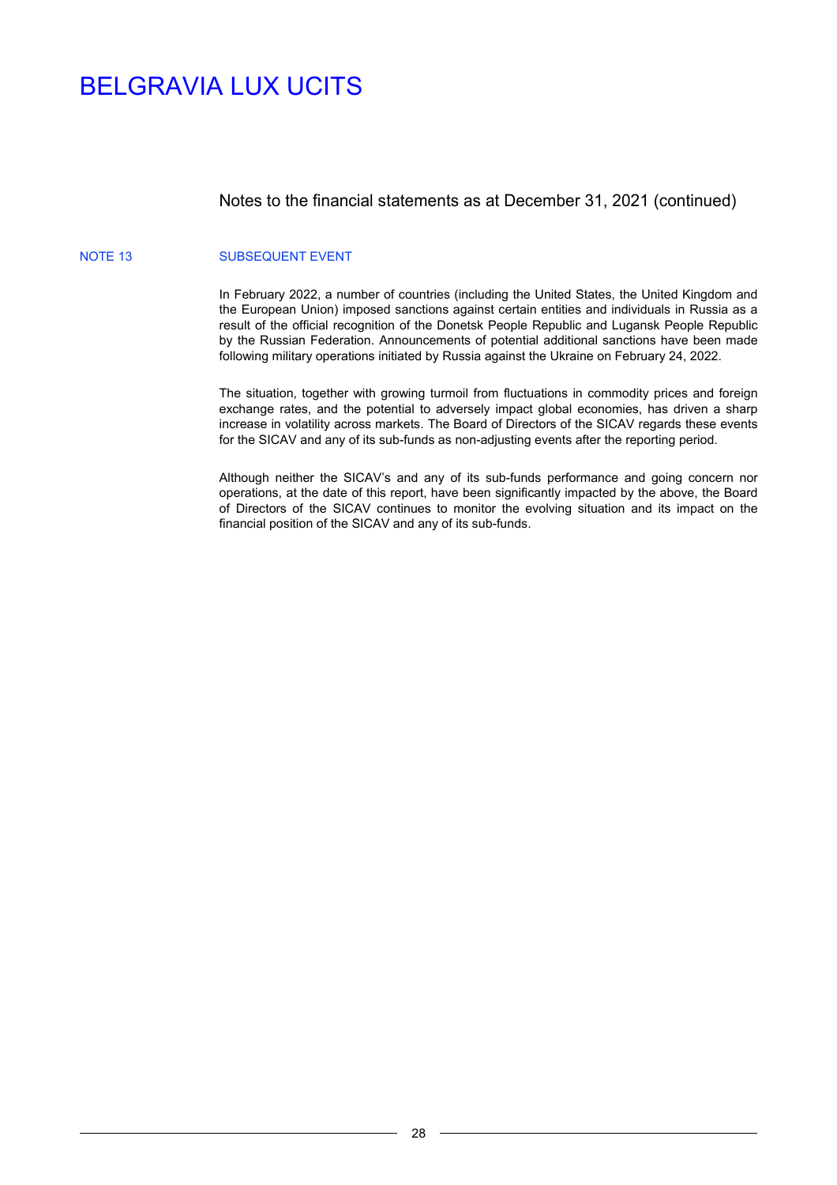Notes to the financial statements as at December 31, 2021 (continued)

## NOTE 13 SUBSEQUENT EVENT

In February 2022, a number of countries (including the United States, the United Kingdom and the European Union) imposed sanctions against certain entities and individuals in Russia as a result of the official recognition of the Donetsk People Republic and Lugansk People Republic by the Russian Federation. Announcements of potential additional sanctions have been made following military operations initiated by Russia against the Ukraine on February 24, 2022.

The situation, together with growing turmoil from fluctuations in commodity prices and foreign exchange rates, and the potential to adversely impact global economies, has driven a sharp increase in volatility across markets. The Board of Directors of the SICAV regards these events for the SICAV and any of its sub-funds as non-adjusting events after the reporting period.

Although neither the SICAV's and any of its sub-funds performance and going concern nor operations, at the date of this report, have been significantly impacted by the above, the Board of Directors of the SICAV continues to monitor the evolving situation and its impact on the financial position of the SICAV and any of its sub-funds.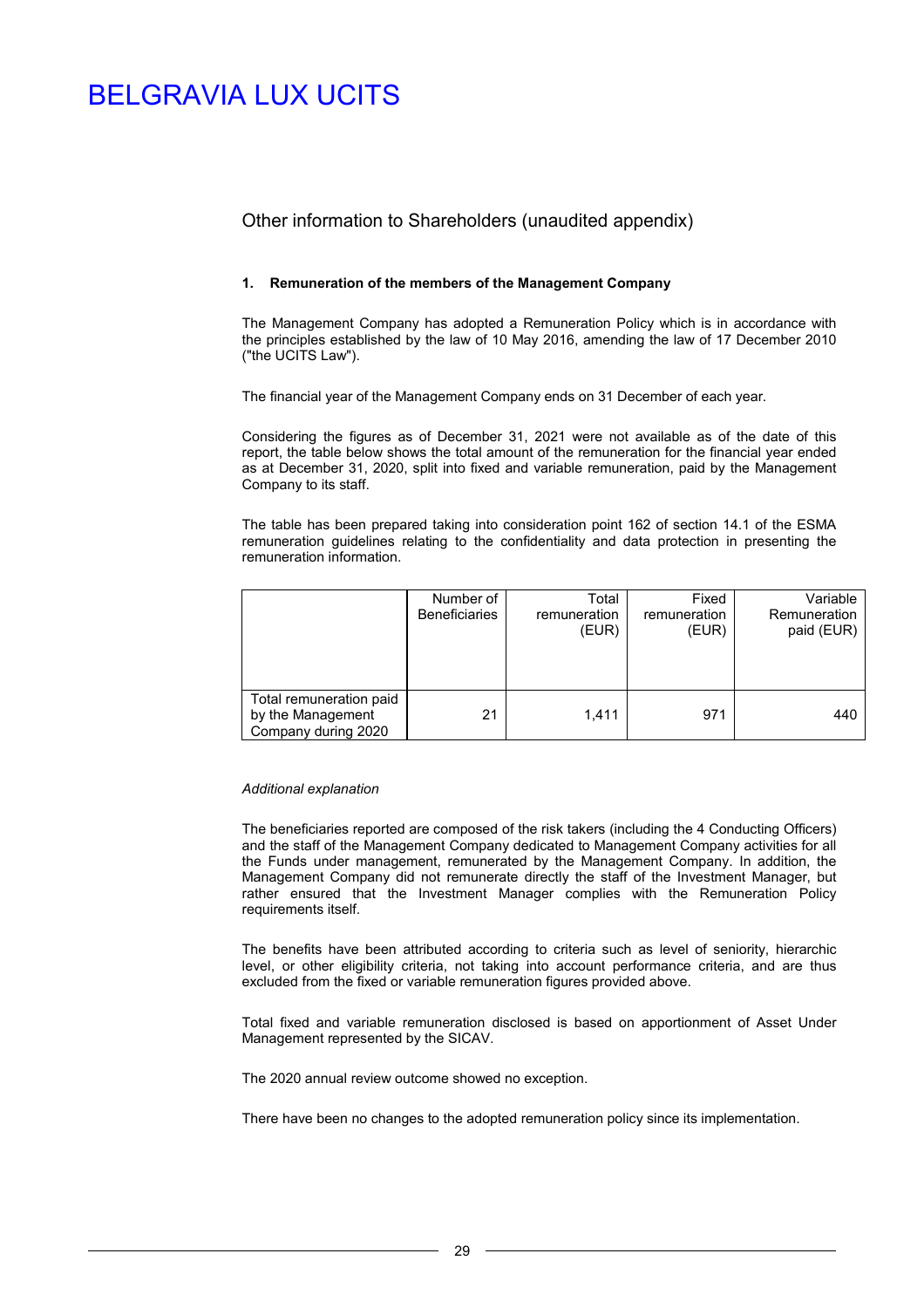# BELGRAVIA LUX UCITS

## Other information to Shareholders (unaudited appendix)

### 1. Remuneration of the members of the Management Company

The Management Company has adopted a Remuneration Policy which is in accordance with the principles established by the law of 10 May 2016, amending the law of 17 December 2010 ("the UCITS Law").

The financial year of the Management Company ends on 31 December of each year.

Considering the figures as of December 31, 2021 were not available as of the date of this report, the table below shows the total amount of the remuneration for the financial year ended as at December 31, 2020, split into fixed and variable remuneration, paid by the Management Company to its staff.

The table has been prepared taking into consideration point 162 of section 14.1 of the ESMA remuneration guidelines relating to the confidentiality and data protection in presenting the remuneration information.

| | Number of Beneficiaries | Total remuneration (EUR) | Fixed remuneration (EUR) | Variable Remuneration paid (EUR) |
|---|---|---|---|---|
| Total remuneration paid by the Management Company during 2020 | 21 | 1,411 | 971 | 440 |

*Additional explanation*

The beneficiaries reported are composed of the risk takers (including the 4 Conducting Officers) and the staff of the Management Company dedicated to Management Company activities for all the Funds under management, remunerated by the Management Company. In addition, the Management Company did not remunerate directly the staff of the Investment Manager, but rather ensured that the Investment Manager complies with the Remuneration Policy requirements itself.

The benefits have been attributed according to criteria such as level of seniority, hierarchic level, or other eligibility criteria, not taking into account performance criteria, and are thus excluded from the fixed or variable remuneration figures provided above.

Total fixed and variable remuneration disclosed is based on apportionment of Asset Under Management represented by the SICAV.

The 2020 annual review outcome showed no exception.

There have been no changes to the adopted remuneration policy since its implementation.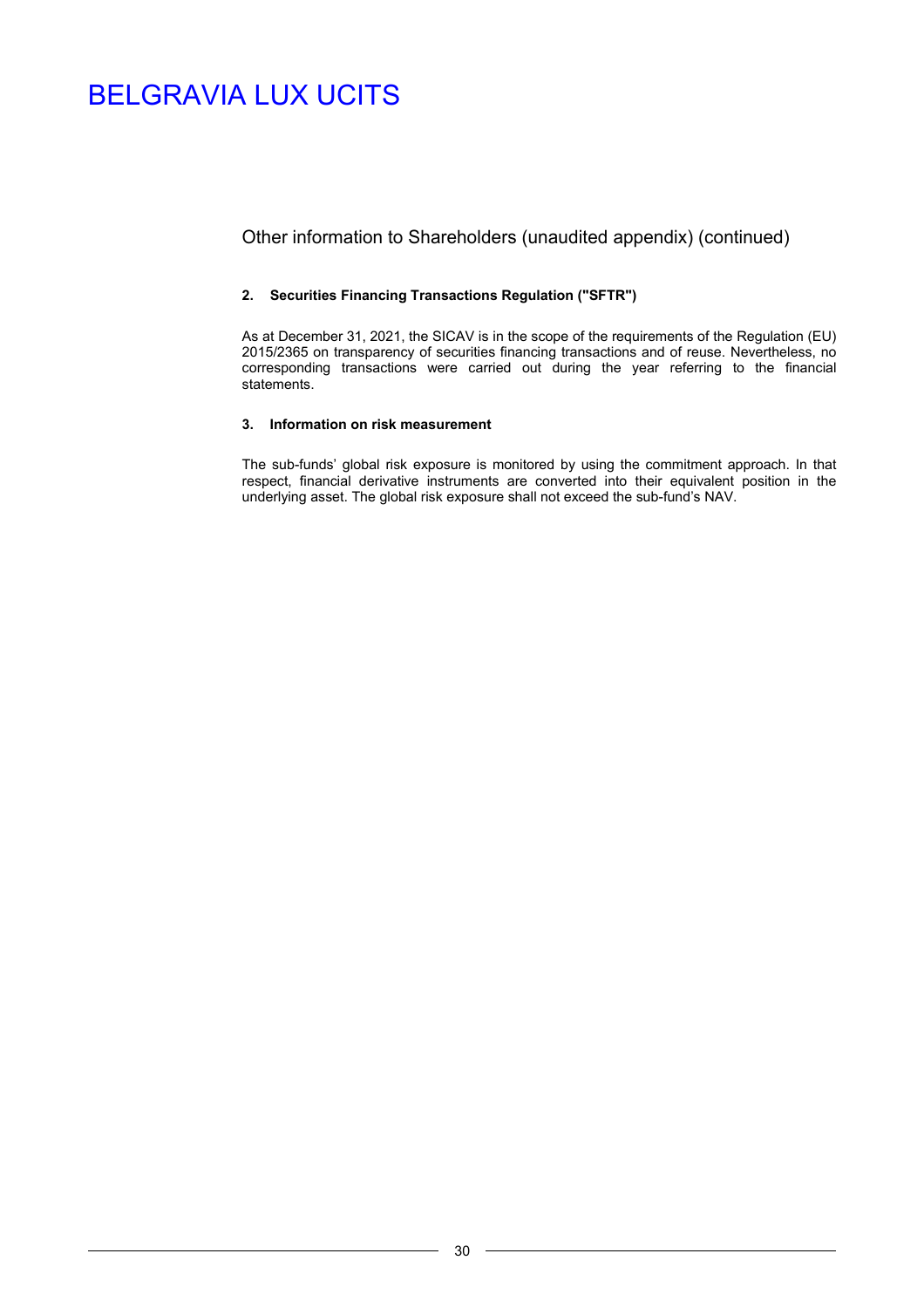Other information to Shareholders (unaudited appendix) (continued)

**2. Securities Financing Transactions Regulation ("SFTR")**

As at December 31, 2021, the SICAV is in the scope of the requirements of the Regulation (EU) 2015/2365 on transparency of securities financing transactions and of reuse. Nevertheless, no corresponding transactions were carried out during the year referring to the financial statements.

**3. Information on risk measurement**

The sub-funds' global risk exposure is monitored by using the commitment approach. In that respect, financial derivative instruments are converted into their equivalent position in the underlying asset. The global risk exposure shall not exceed the sub-fund's NAV.